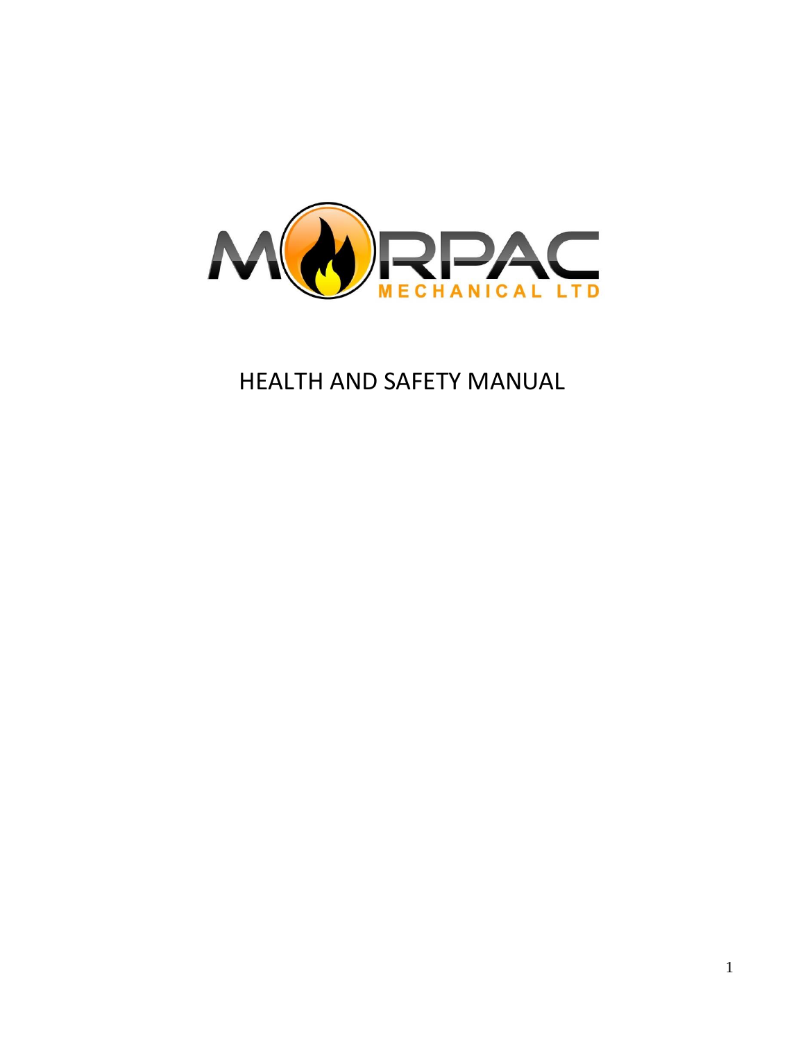MORPAC MECHANICAL LTD

# HEALTH AND SAFETY MANUAL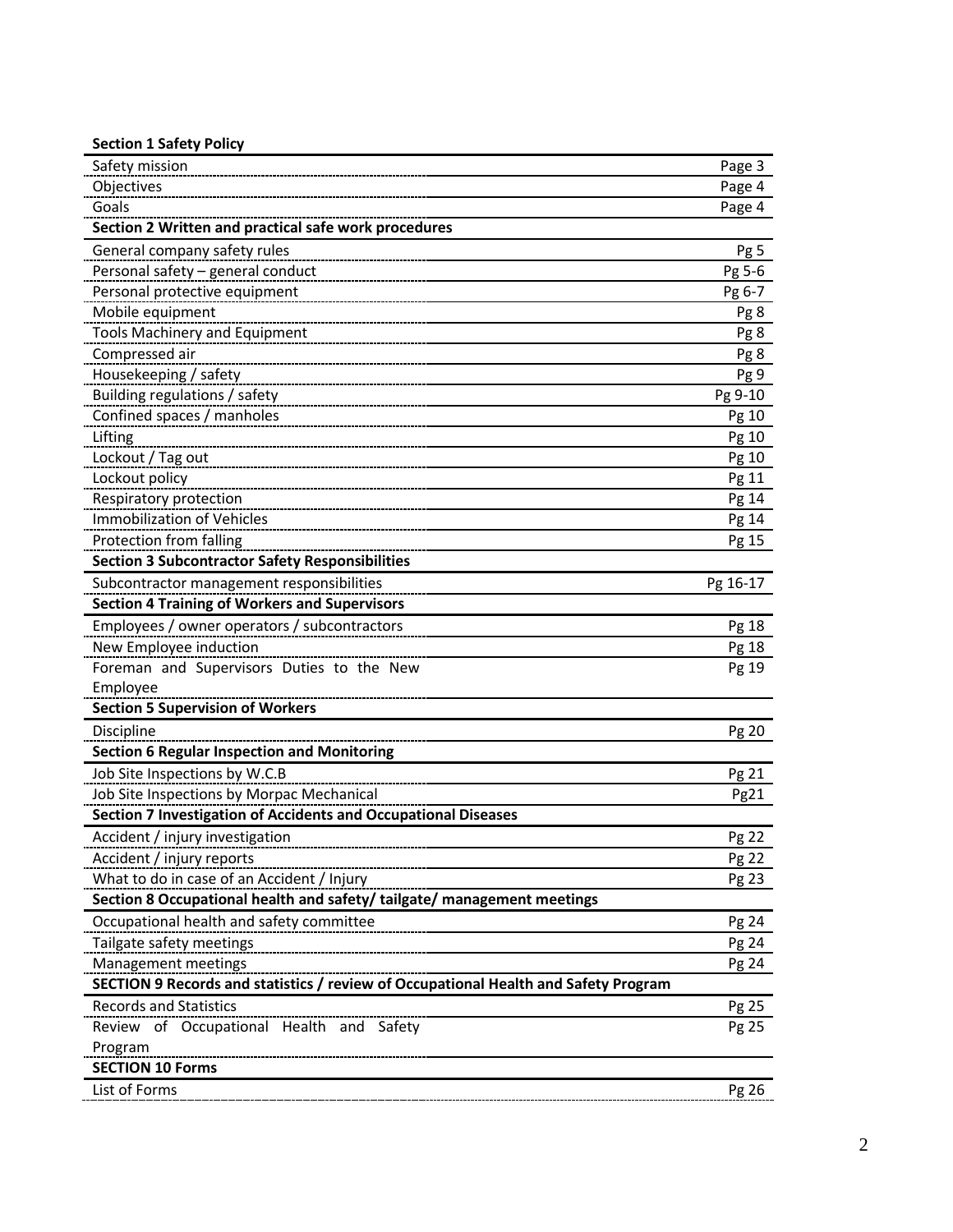| **Section 1 Safety Policy** | |
|---|---|
| Safety mission | Page 3 |
| Objectives | Page 4 |
| Goals | Page 4 |
| **Section 2 Written and practical safe work procedures** | |
| General company safety rules | Pg 5 |
| Personal safety – general conduct | Pg 5-6 |
| Personal protective equipment | Pg 6-7 |
| Mobile equipment | Pg 8 |
| Tools Machinery and Equipment | Pg 8 |
| Compressed air | Pg 8 |
| Housekeeping / safety | Pg 9 |
| Building regulations / safety | Pg 9-10 |
| Confined spaces / manholes | Pg 10 |
| Lifting | Pg 10 |
| Lockout / Tag out | Pg 10 |
| Lockout policy | Pg 11 |
| Respiratory protection | Pg 14 |
| Immobilization of Vehicles | Pg 14 |
| Protection from falling | Pg 15 |
| **Section 3 Subcontractor Safety Responsibilities** | |
| Subcontractor management responsibilities | Pg 16-17 |
| **Section 4 Training of Workers and Supervisors** | |
| Employees / owner operators / subcontractors | Pg 18 |
| New Employee induction | Pg 18 |
| Foreman and Supervisors Duties to the New Employee | Pg 19 |
| **Section 5 Supervision of Workers** | |
| Discipline | Pg 20 |
| **Section 6 Regular Inspection and Monitoring** | |
| Job Site Inspections by W.C.B | Pg 21 |
| Job Site Inspections by Morpac Mechanical | Pg21 |
| **Section 7 Investigation of Accidents and Occupational Diseases** | |
| Accident / injury investigation | Pg 22 |
| Accident / injury reports | Pg 22 |
| What to do in case of an Accident / Injury | Pg 23 |
| **Section 8 Occupational health and safety/ tailgate/ management meetings** | |
| Occupational health and safety committee | Pg 24 |
| Tailgate safety meetings | Pg 24 |
| Management meetings | Pg 24 |
| **SECTION 9 Records and statistics / review of Occupational Health and Safety Program** | |
| Records and Statistics | Pg 25 |
| Review of Occupational Health and Safety Program | Pg 25 |
| **SECTION 10 Forms** | |
| List of Forms | Pg 26 |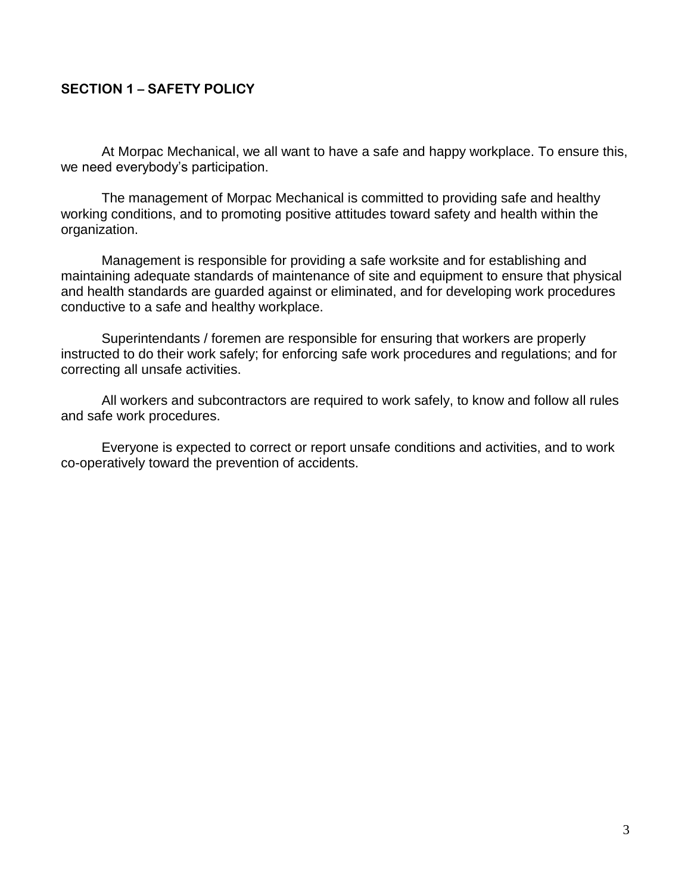## SECTION 1 – SAFETY POLICY

At Morpac Mechanical, we all want to have a safe and happy workplace. To ensure this, we need everybody's participation.

The management of Morpac Mechanical is committed to providing safe and healthy working conditions, and to promoting positive attitudes toward safety and health within the organization.

Management is responsible for providing a safe worksite and for establishing and maintaining adequate standards of maintenance of site and equipment to ensure that physical and health standards are guarded against or eliminated, and for developing work procedures conductive to a safe and healthy workplace.

Superintendants / foremen are responsible for ensuring that workers are properly instructed to do their work safely; for enforcing safe work procedures and regulations; and for correcting all unsafe activities.

All workers and subcontractors are required to work safely, to know and follow all rules and safe work procedures.

Everyone is expected to correct or report unsafe conditions and activities, and to work co-operatively toward the prevention of accidents.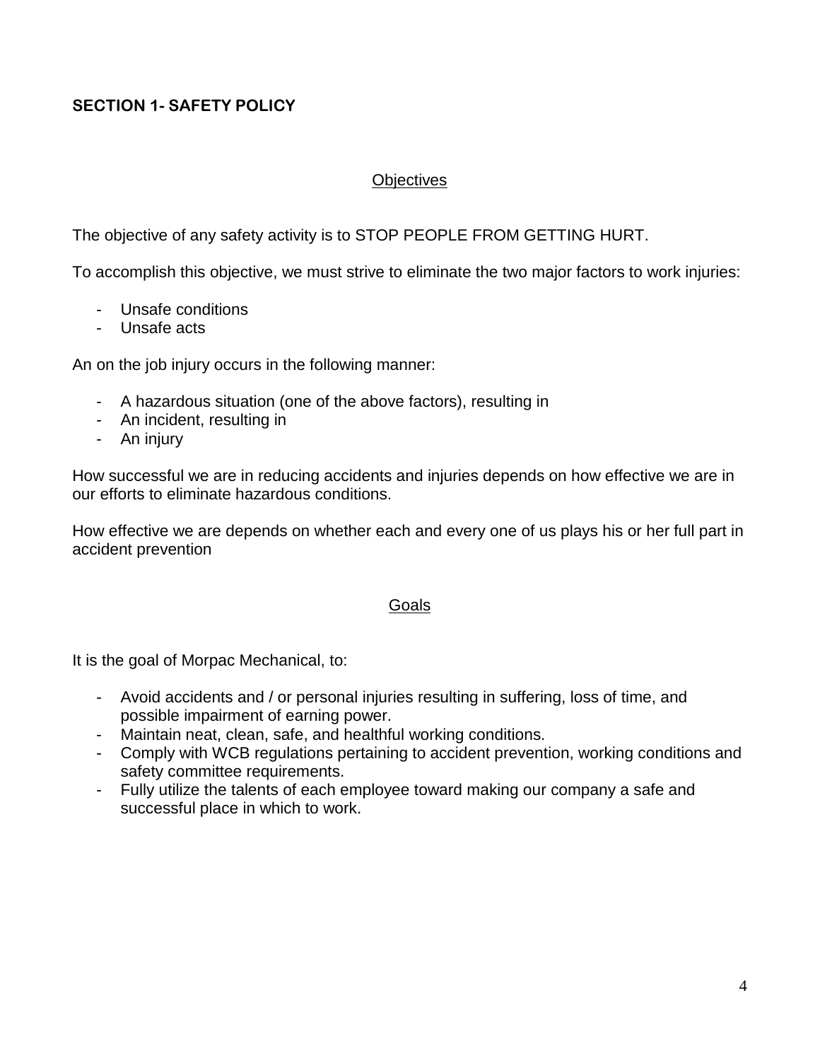## SECTION 1- SAFETY POLICY

### Objectives

The objective of any safety activity is to STOP PEOPLE FROM GETTING HURT.

To accomplish this objective, we must strive to eliminate the two major factors to work injuries:

- Unsafe conditions
- Unsafe acts

An on the job injury occurs in the following manner:

- A hazardous situation (one of the above factors), resulting in
- An incident, resulting in
- An injury

How successful we are in reducing accidents and injuries depends on how effective we are in our efforts to eliminate hazardous conditions.

How effective we are depends on whether each and every one of us plays his or her full part in accident prevention

### Goals

It is the goal of Morpac Mechanical, to:

- Avoid accidents and / or personal injuries resulting in suffering, loss of time, and possible impairment of earning power.
- Maintain neat, clean, safe, and healthful working conditions.
- Comply with WCB regulations pertaining to accident prevention, working conditions and safety committee requirements.
- Fully utilize the talents of each employee toward making our company a safe and successful place in which to work.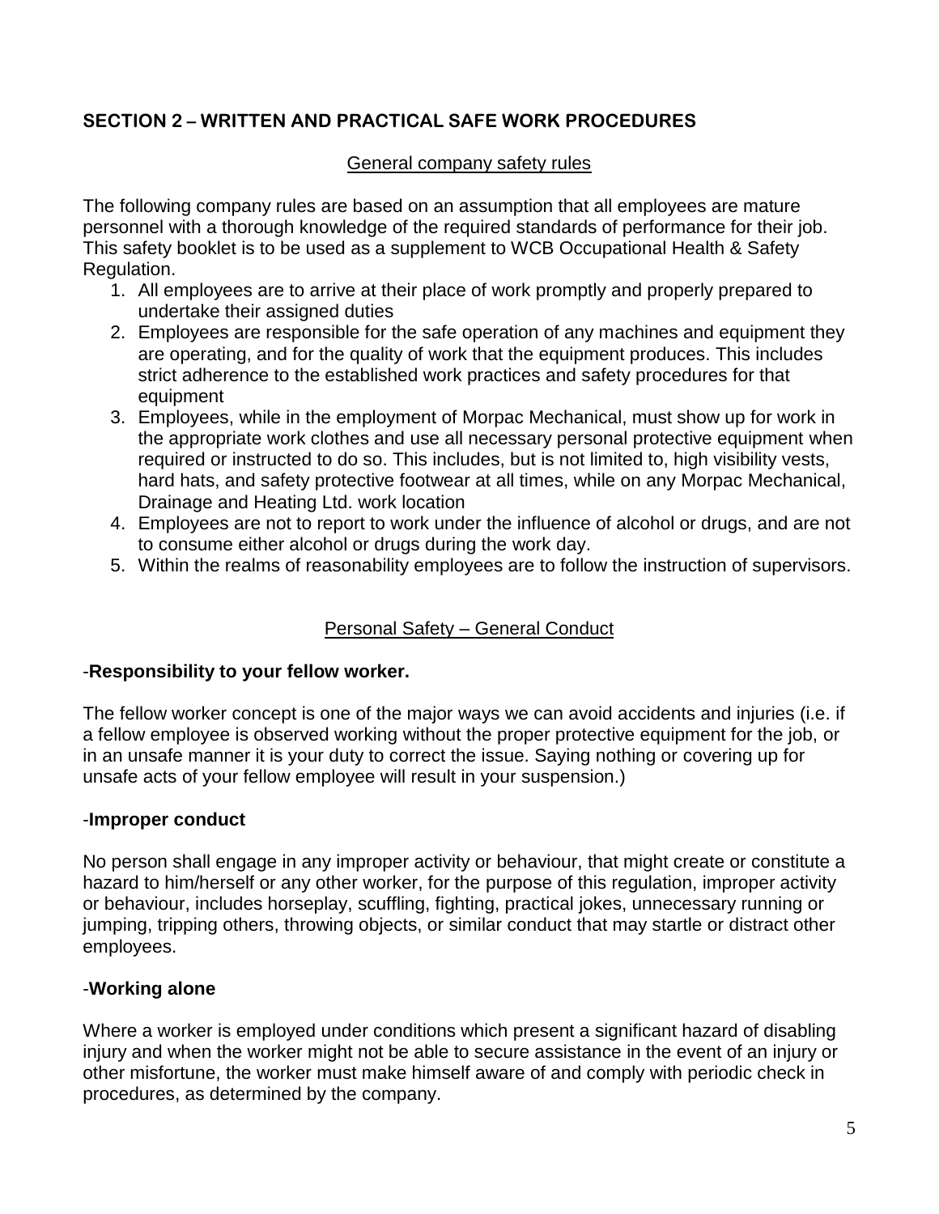## SECTION 2 – WRITTEN AND PRACTICAL SAFE WORK PROCEDURES

### General company safety rules

The following company rules are based on an assumption that all employees are mature personnel with a thorough knowledge of the required standards of performance for their job. This safety booklet is to be used as a supplement to WCB Occupational Health & Safety Regulation.

1. All employees are to arrive at their place of work promptly and properly prepared to undertake their assigned duties
2. Employees are responsible for the safe operation of any machines and equipment they are operating, and for the quality of work that the equipment produces. This includes strict adherence to the established work practices and safety procedures for that equipment
3. Employees, while in the employment of Morpac Mechanical, must show up for work in the appropriate work clothes and use all necessary personal protective equipment when required or instructed to do so. This includes, but is not limited to, high visibility vests, hard hats, and safety protective footwear at all times, while on any Morpac Mechanical, Drainage and Heating Ltd. work location
4. Employees are not to report to work under the influence of alcohol or drugs, and are not to consume either alcohol or drugs during the work day.
5. Within the realms of reasonability employees are to follow the instruction of supervisors.

### Personal Safety – General Conduct

-**Responsibility to your fellow worker.**

The fellow worker concept is one of the major ways we can avoid accidents and injuries (i.e. if a fellow employee is observed working without the proper protective equipment for the job, or in an unsafe manner it is your duty to correct the issue. Saying nothing or covering up for unsafe acts of your fellow employee will result in your suspension.)

-**Improper conduct**

No person shall engage in any improper activity or behaviour, that might create or constitute a hazard to him/herself or any other worker, for the purpose of this regulation, improper activity or behaviour, includes horseplay, scuffling, fighting, practical jokes, unnecessary running or jumping, tripping others, throwing objects, or similar conduct that may startle or distract other employees.

-**Working alone**

Where a worker is employed under conditions which present a significant hazard of disabling injury and when the worker might not be able to secure assistance in the event of an injury or other misfortune, the worker must make himself aware of and comply with periodic check in procedures, as determined by the company.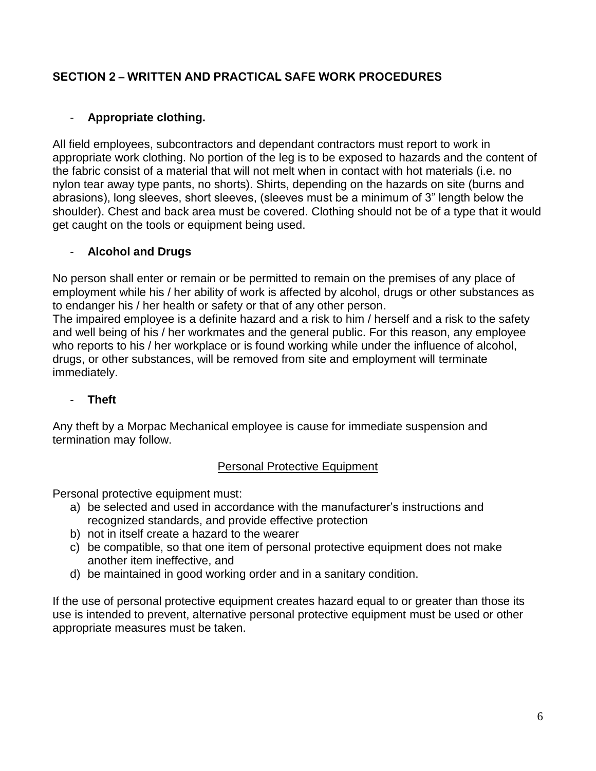## SECTION 2 – WRITTEN AND PRACTICAL SAFE WORK PROCEDURES

- **Appropriate clothing.**

All field employees, subcontractors and dependant contractors must report to work in appropriate work clothing. No portion of the leg is to be exposed to hazards and the content of the fabric consist of a material that will not melt when in contact with hot materials (i.e. no nylon tear away type pants, no shorts). Shirts, depending on the hazards on site (burns and abrasions), long sleeves, short sleeves, (sleeves must be a minimum of 3" length below the shoulder). Chest and back area must be covered. Clothing should not be of a type that it would get caught on the tools or equipment being used.

- **Alcohol and Drugs**

No person shall enter or remain or be permitted to remain on the premises of any place of employment while his / her ability of work is affected by alcohol, drugs or other substances as to endanger his / her health or safety or that of any other person.
The impaired employee is a definite hazard and a risk to him / herself and a risk to the safety and well being of his / her workmates and the general public. For this reason, any employee who reports to his / her workplace or is found working while under the influence of alcohol, drugs, or other substances, will be removed from site and employment will terminate immediately.

- **Theft**

Any theft by a Morpac Mechanical employee is cause for immediate suspension and termination may follow.

<u>Personal Protective Equipment</u>

Personal protective equipment must:

a) be selected and used in accordance with the manufacturer's instructions and recognized standards, and provide effective protection
b) not in itself create a hazard to the wearer
c) be compatible, so that one item of personal protective equipment does not make another item ineffective, and
d) be maintained in good working order and in a sanitary condition.

If the use of personal protective equipment creates hazard equal to or greater than those its use is intended to prevent, alternative personal protective equipment must be used or other appropriate measures must be taken.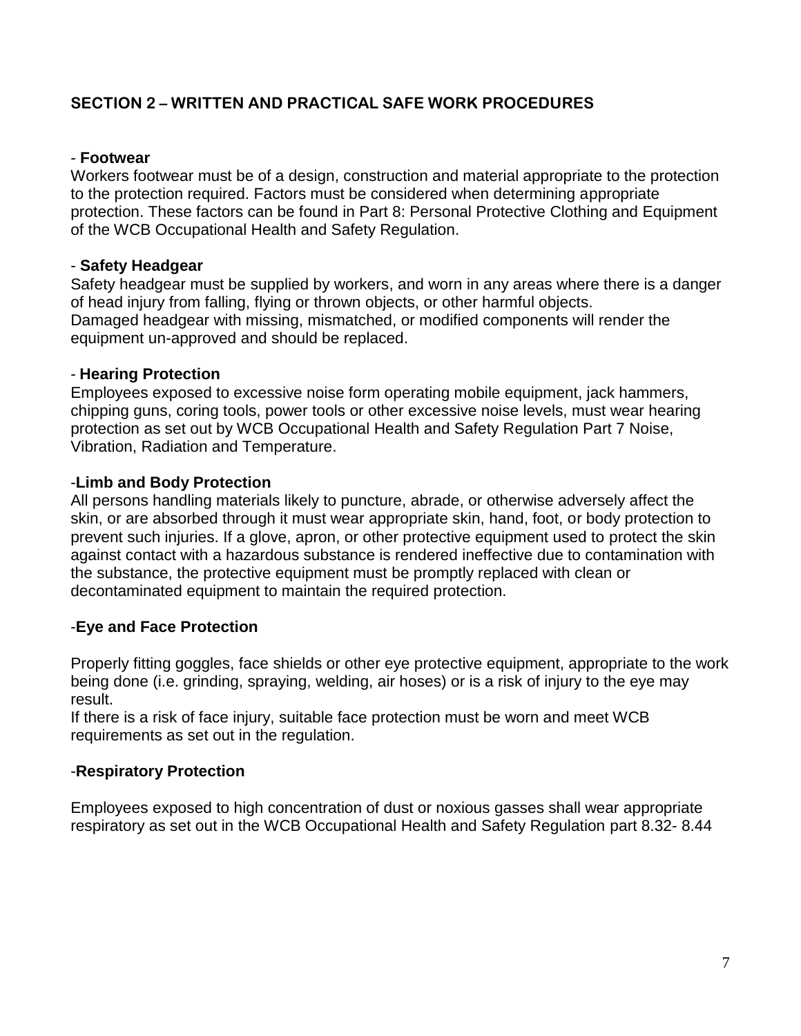## SECTION 2 – WRITTEN AND PRACTICAL SAFE WORK PROCEDURES

- **Footwear**
Workers footwear must be of a design, construction and material appropriate to the protection to the protection required. Factors must be considered when determining appropriate protection. These factors can be found in Part 8: Personal Protective Clothing and Equipment of the WCB Occupational Health and Safety Regulation.

- **Safety Headgear**
Safety headgear must be supplied by workers, and worn in any areas where there is a danger of head injury from falling, flying or thrown objects, or other harmful objects.
Damaged headgear with missing, mismatched, or modified components will render the equipment un-approved and should be replaced.

- **Hearing Protection**
Employees exposed to excessive noise form operating mobile equipment, jack hammers, chipping guns, coring tools, power tools or other excessive noise levels, must wear hearing protection as set out by WCB Occupational Health and Safety Regulation Part 7 Noise, Vibration, Radiation and Temperature.

-**Limb and Body Protection**
All persons handling materials likely to puncture, abrade, or otherwise adversely affect the skin, or are absorbed through it must wear appropriate skin, hand, foot, or body protection to prevent such injuries. If a glove, apron, or other protective equipment used to protect the skin against contact with a hazardous substance is rendered ineffective due to contamination with the substance, the protective equipment must be promptly replaced with clean or decontaminated equipment to maintain the required protection.

-**Eye and Face Protection**

Properly fitting goggles, face shields or other eye protective equipment, appropriate to the work being done (i.e. grinding, spraying, welding, air hoses) or is a risk of injury to the eye may result.
If there is a risk of face injury, suitable face protection must be worn and meet WCB requirements as set out in the regulation.

-**Respiratory Protection**

Employees exposed to high concentration of dust or noxious gasses shall wear appropriate respiratory as set out in the WCB Occupational Health and Safety Regulation part 8.32- 8.44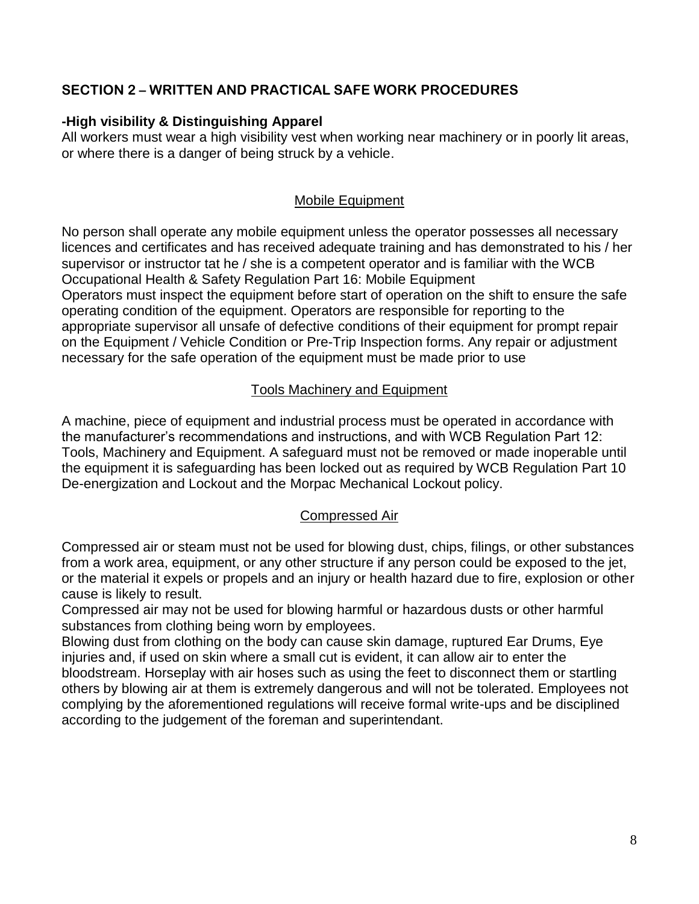## SECTION 2 – WRITTEN AND PRACTICAL SAFE WORK PROCEDURES

**-High visibility & Distinguishing Apparel**

All workers must wear a high visibility vest when working near machinery or in poorly lit areas, or where there is a danger of being struck by a vehicle.

### Mobile Equipment

No person shall operate any mobile equipment unless the operator possesses all necessary licences and certificates and has received adequate training and has demonstrated to his / her supervisor or instructor tat he / she is a competent operator and is familiar with the WCB Occupational Health & Safety Regulation Part 16: Mobile Equipment
Operators must inspect the equipment before start of operation on the shift to ensure the safe operating condition of the equipment. Operators are responsible for reporting to the appropriate supervisor all unsafe of defective conditions of their equipment for prompt repair on the Equipment / Vehicle Condition or Pre-Trip Inspection forms. Any repair or adjustment necessary for the safe operation of the equipment must be made prior to use

### Tools Machinery and Equipment

A machine, piece of equipment and industrial process must be operated in accordance with the manufacturer's recommendations and instructions, and with WCB Regulation Part 12: Tools, Machinery and Equipment. A safeguard must not be removed or made inoperable until the equipment it is safeguarding has been locked out as required by WCB Regulation Part 10 De-energization and Lockout and the Morpac Mechanical Lockout policy.

### Compressed Air

Compressed air or steam must not be used for blowing dust, chips, filings, or other substances from a work area, equipment, or any other structure if any person could be exposed to the jet, or the material it expels or propels and an injury or health hazard due to fire, explosion or other cause is likely to result.
Compressed air may not be used for blowing harmful or hazardous dusts or other harmful substances from clothing being worn by employees.
Blowing dust from clothing on the body can cause skin damage, ruptured Ear Drums, Eye injuries and, if used on skin where a small cut is evident, it can allow air to enter the bloodstream. Horseplay with air hoses such as using the feet to disconnect them or startling others by blowing air at them is extremely dangerous and will not be tolerated. Employees not complying by the aforementioned regulations will receive formal write-ups and be disciplined according to the judgement of the foreman and superintendant.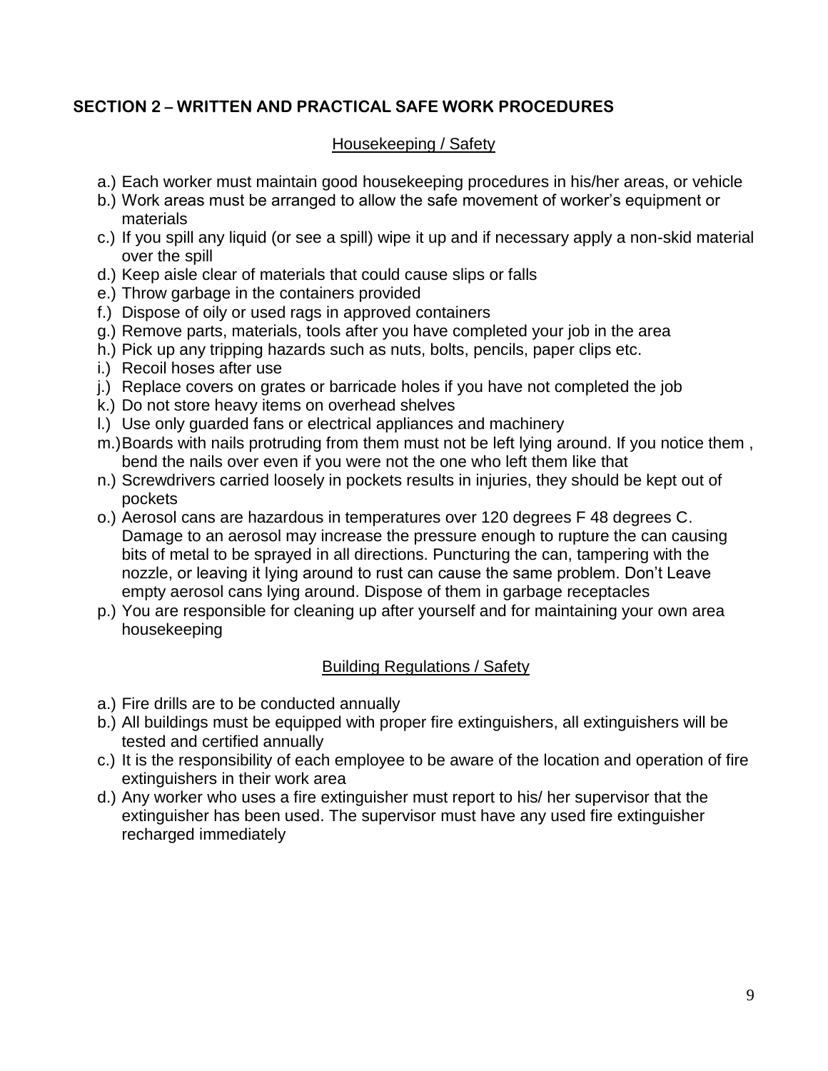## SECTION 2 – WRITTEN AND PRACTICAL SAFE WORK PROCEDURES

### Housekeeping / Safety

a.) Each worker must maintain good housekeeping procedures in his/her areas, or vehicle
b.) Work areas must be arranged to allow the safe movement of worker's equipment or materials
c.) If you spill any liquid (or see a spill) wipe it up and if necessary apply a non-skid material over the spill
d.) Keep aisle clear of materials that could cause slips or falls
e.) Throw garbage in the containers provided
f.) Dispose of oily or used rags in approved containers
g.) Remove parts, materials, tools after you have completed your job in the area
h.) Pick up any tripping hazards such as nuts, bolts, pencils, paper clips etc.
i.) Recoil hoses after use
j.) Replace covers on grates or barricade holes if you have not completed the job
k.) Do not store heavy items on overhead shelves
l.) Use only guarded fans or electrical appliances and machinery
m.) Boards with nails protruding from them must not be left lying around. If you notice them , bend the nails over even if you were not the one who left them like that
n.) Screwdrivers carried loosely in pockets results in injuries, they should be kept out of pockets
o.) Aerosol cans are hazardous in temperatures over 120 degrees F 48 degrees C. Damage to an aerosol may increase the pressure enough to rupture the can causing bits of metal to be sprayed in all directions. Puncturing the can, tampering with the nozzle, or leaving it lying around to rust can cause the same problem. Don't Leave empty aerosol cans lying around. Dispose of them in garbage receptacles
p.) You are responsible for cleaning up after yourself and for maintaining your own area housekeeping

### Building Regulations / Safety

a.) Fire drills are to be conducted annually
b.) All buildings must be equipped with proper fire extinguishers, all extinguishers will be tested and certified annually
c.) It is the responsibility of each employee to be aware of the location and operation of fire extinguishers in their work area
d.) Any worker who uses a fire extinguisher must report to his/ her supervisor that the extinguisher has been used. The supervisor must have any used fire extinguisher recharged immediately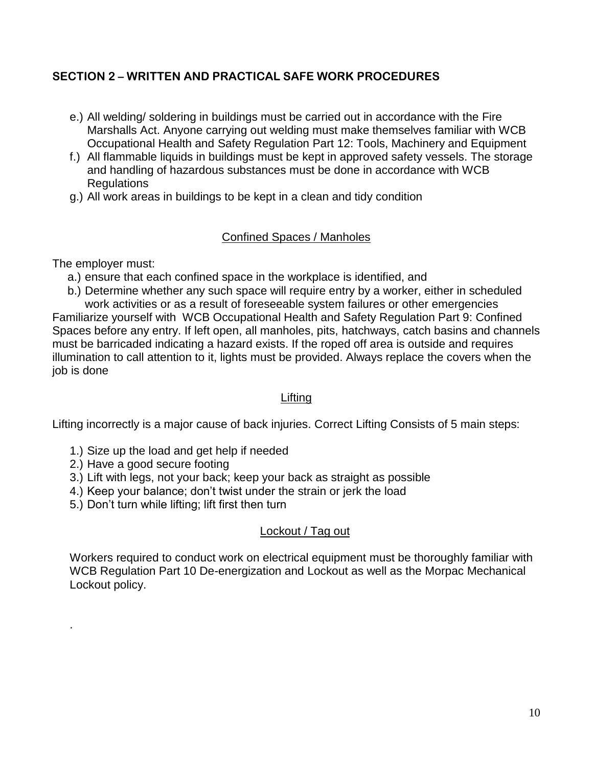## SECTION 2 – WRITTEN AND PRACTICAL SAFE WORK PROCEDURES

e.) All welding/ soldering in buildings must be carried out in accordance with the Fire Marshalls Act. Anyone carrying out welding must make themselves familiar with WCB Occupational Health and Safety Regulation Part 12: Tools, Machinery and Equipment

f.) All flammable liquids in buildings must be kept in approved safety vessels. The storage and handling of hazardous substances must be done in accordance with WCB Regulations

g.) All work areas in buildings to be kept in a clean and tidy condition

### Confined Spaces / Manholes

The employer must:

a.) ensure that each confined space in the workplace is identified, and

b.) Determine whether any such space will require entry by a worker, either in scheduled work activities or as a result of foreseeable system failures or other emergencies

Familiarize yourself with WCB Occupational Health and Safety Regulation Part 9: Confined Spaces before any entry. If left open, all manholes, pits, hatchways, catch basins and channels must be barricaded indicating a hazard exists. If the roped off area is outside and requires illumination to call attention to it, lights must be provided. Always replace the covers when the job is done

### Lifting

Lifting incorrectly is a major cause of back injuries. Correct Lifting Consists of 5 main steps:

1.) Size up the load and get help if needed
2.) Have a good secure footing
3.) Lift with legs, not your back; keep your back as straight as possible
4.) Keep your balance; don't twist under the strain or jerk the load
5.) Don't turn while lifting; lift first then turn

### Lockout / Tag out

Workers required to conduct work on electrical equipment must be thoroughly familiar with WCB Regulation Part 10 De-energization and Lockout as well as the Morpac Mechanical Lockout policy.

.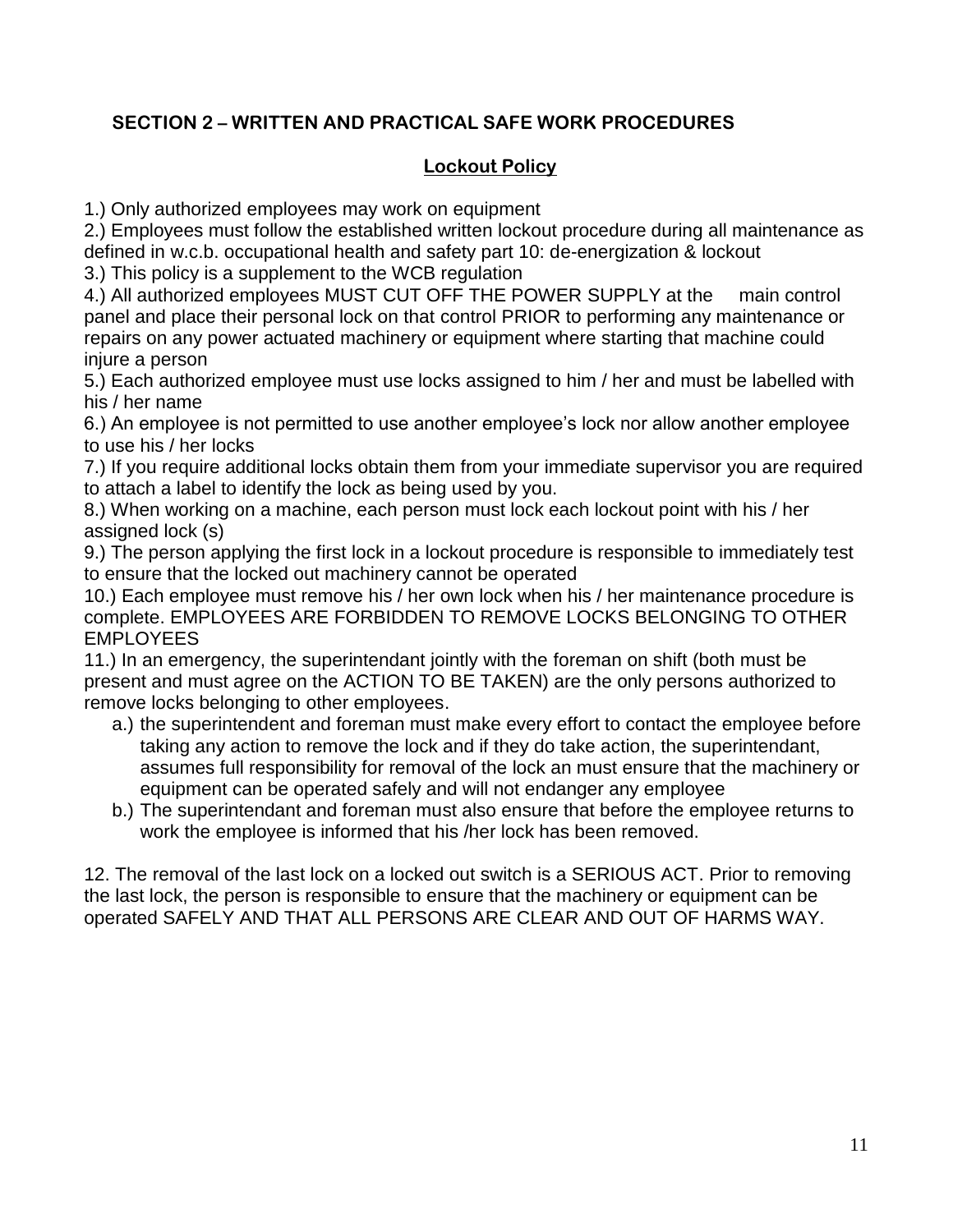## SECTION 2 – WRITTEN AND PRACTICAL SAFE WORK PROCEDURES

### Lockout Policy

1.) Only authorized employees may work on equipment
2.) Employees must follow the established written lockout procedure during all maintenance as defined in w.c.b. occupational health and safety part 10: de-energization & lockout
3.) This policy is a supplement to the WCB regulation
4.) All authorized employees MUST CUT OFF THE POWER SUPPLY at the main control panel and place their personal lock on that control PRIOR to performing any maintenance or repairs on any power actuated machinery or equipment where starting that machine could injure a person
5.) Each authorized employee must use locks assigned to him / her and must be labelled with his / her name
6.) An employee is not permitted to use another employee's lock nor allow another employee to use his / her locks
7.) If you require additional locks obtain them from your immediate supervisor you are required to attach a label to identify the lock as being used by you.
8.) When working on a machine, each person must lock each lockout point with his / her assigned lock (s)
9.) The person applying the first lock in a lockout procedure is responsible to immediately test to ensure that the locked out machinery cannot be operated
10.) Each employee must remove his / her own lock when his / her maintenance procedure is complete. EMPLOYEES ARE FORBIDDEN TO REMOVE LOCKS BELONGING TO OTHER EMPLOYEES
11.) In an emergency, the superintendant jointly with the foreman on shift (both must be present and must agree on the ACTION TO BE TAKEN) are the only persons authorized to remove locks belonging to other employees.

  a.) the superintendent and foreman must make every effort to contact the employee before taking any action to remove the lock and if they do take action, the superintendant, assumes full responsibility for removal of the lock an must ensure that the machinery or equipment can be operated safely and will not endanger any employee
  b.) The superintendant and foreman must also ensure that before the employee returns to work the employee is informed that his /her lock has been removed.

12. The removal of the last lock on a locked out switch is a SERIOUS ACT. Prior to removing the last lock, the person is responsible to ensure that the machinery or equipment can be operated SAFELY AND THAT ALL PERSONS ARE CLEAR AND OUT OF HARMS WAY.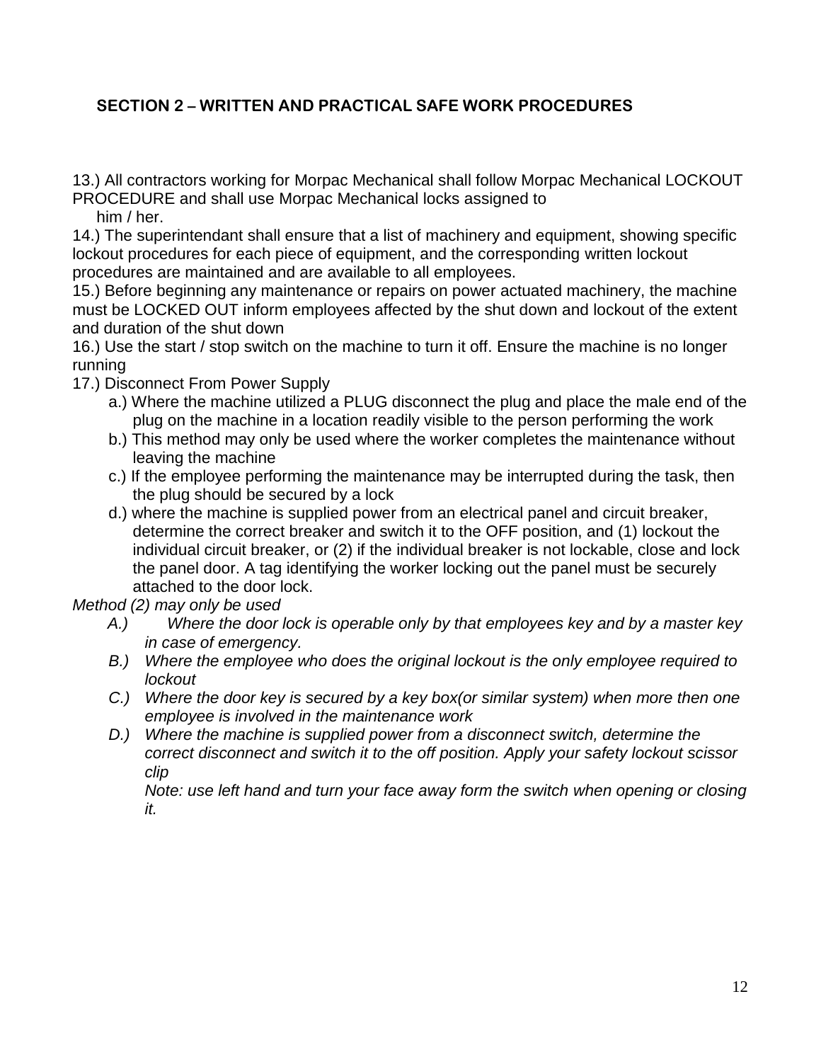## SECTION 2 – WRITTEN AND PRACTICAL SAFE WORK PROCEDURES

13.) All contractors working for Morpac Mechanical shall follow Morpac Mechanical LOCKOUT PROCEDURE and shall use Morpac Mechanical locks assigned to
him / her.

14.) The superintendant shall ensure that a list of machinery and equipment, showing specific lockout procedures for each piece of equipment, and the corresponding written lockout procedures are maintained and are available to all employees.

15.) Before beginning any maintenance or repairs on power actuated machinery, the machine must be LOCKED OUT inform employees affected by the shut down and lockout of the extent and duration of the shut down

16.) Use the start / stop switch on the machine to turn it off. Ensure the machine is no longer running

17.) Disconnect From Power Supply

- a.) Where the machine utilized a PLUG disconnect the plug and place the male end of the plug on the machine in a location readily visible to the person performing the work
- b.) This method may only be used where the worker completes the maintenance without leaving the machine
- c.) If the employee performing the maintenance may be interrupted during the task, then the plug should be secured by a lock
- d.) where the machine is supplied power from an electrical panel and circuit breaker, determine the correct breaker and switch it to the OFF position, and (1) lockout the individual circuit breaker, or (2) if the individual breaker is not lockable, close and lock the panel door. A tag identifying the worker locking out the panel must be securely attached to the door lock.

*Method (2) may only be used*

- *A.) Where the door lock is operable only by that employees key and by a master key in case of emergency.*
- *B.) Where the employee who does the original lockout is the only employee required to lockout*
- *C.) Where the door key is secured by a key box(or similar system) when more then one employee is involved in the maintenance work*
- *D.) Where the machine is supplied power from a disconnect switch, determine the correct disconnect and switch it to the off position. Apply your safety lockout scissor clip*

  *Note: use left hand and turn your face away form the switch when opening or closing it.*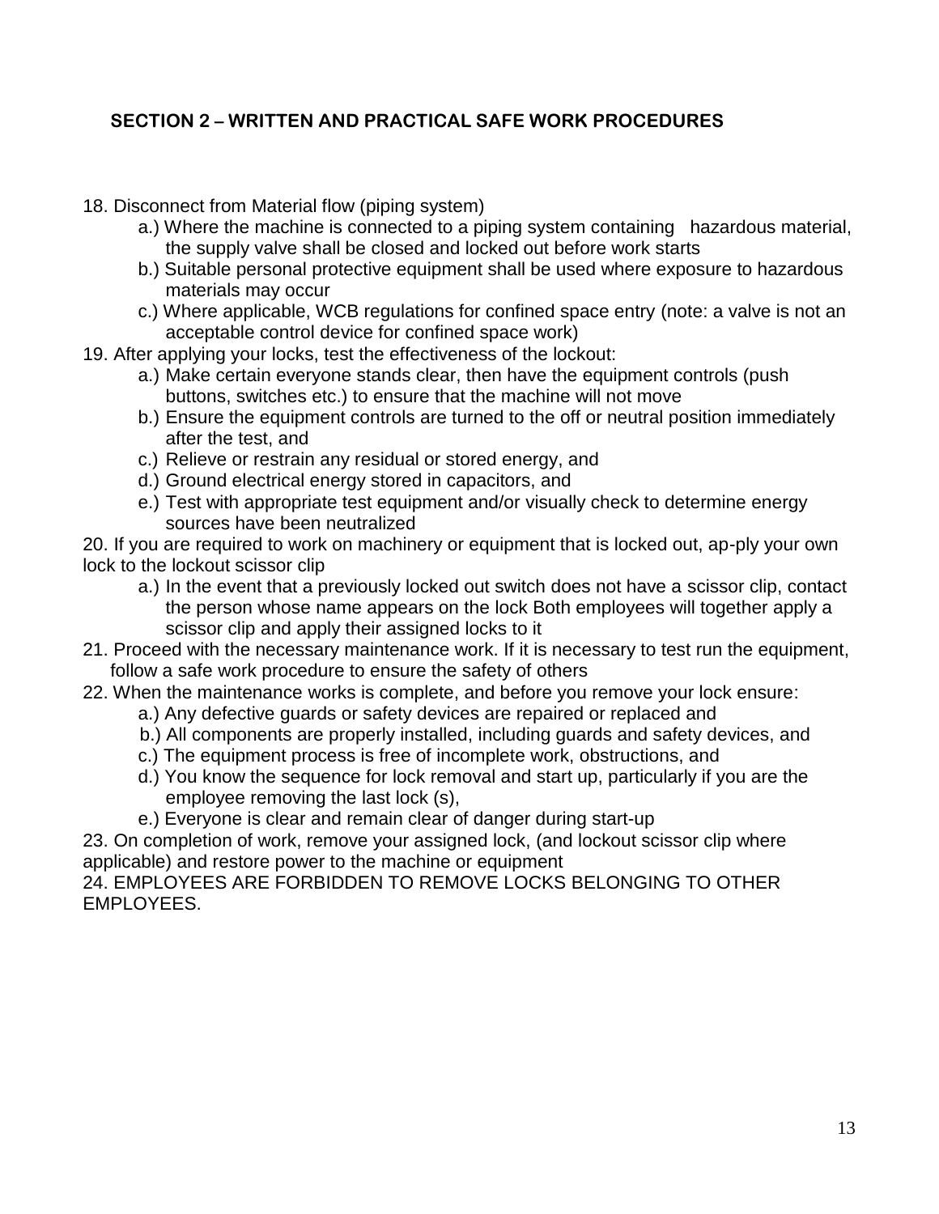## SECTION 2 – WRITTEN AND PRACTICAL SAFE WORK PROCEDURES

18. Disconnect from Material flow (piping system)
    a.) Where the machine is connected to a piping system containing hazardous material, the supply valve shall be closed and locked out before work starts
    b.) Suitable personal protective equipment shall be used where exposure to hazardous materials may occur
    c.) Where applicable, WCB regulations for confined space entry (note: a valve is not an acceptable control device for confined space work)
19. After applying your locks, test the effectiveness of the lockout:
    a.) Make certain everyone stands clear, then have the equipment controls (push buttons, switches etc.) to ensure that the machine will not move
    b.) Ensure the equipment controls are turned to the off or neutral position immediately after the test, and
    c.) Relieve or restrain any residual or stored energy, and
    d.) Ground electrical energy stored in capacitors, and
    e.) Test with appropriate test equipment and/or visually check to determine energy sources have been neutralized
20. If you are required to work on machinery or equipment that is locked out, ap-ply your own lock to the lockout scissor clip
    a.) In the event that a previously locked out switch does not have a scissor clip, contact the person whose name appears on the lock Both employees will together apply a scissor clip and apply their assigned locks to it
21. Proceed with the necessary maintenance work. If it is necessary to test run the equipment, follow a safe work procedure to ensure the safety of others
22. When the maintenance works is complete, and before you remove your lock ensure:
    a.) Any defective guards or safety devices are repaired or replaced and
    b.) All components are properly installed, including guards and safety devices, and
    c.) The equipment process is free of incomplete work, obstructions, and
    d.) You know the sequence for lock removal and start up, particularly if you are the employee removing the last lock (s),
    e.) Everyone is clear and remain clear of danger during start-up
23. On completion of work, remove your assigned lock, (and lockout scissor clip where applicable) and restore power to the machine or equipment
24. EMPLOYEES ARE FORBIDDEN TO REMOVE LOCKS BELONGING TO OTHER EMPLOYEES.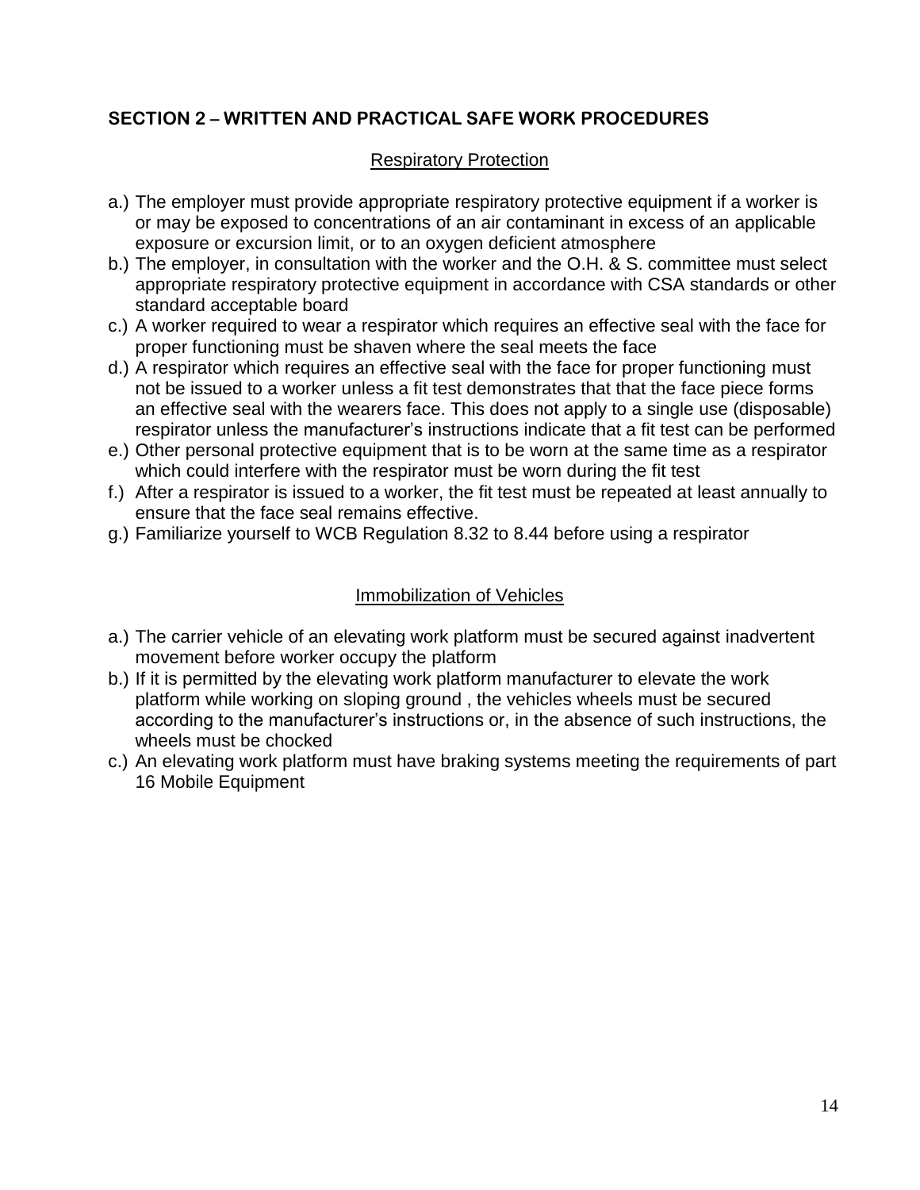## SECTION 2 – WRITTEN AND PRACTICAL SAFE WORK PROCEDURES

### Respiratory Protection

a.) The employer must provide appropriate respiratory protective equipment if a worker is or may be exposed to concentrations of an air contaminant in excess of an applicable exposure or excursion limit, or to an oxygen deficient atmosphere

b.) The employer, in consultation with the worker and the O.H. & S. committee must select appropriate respiratory protective equipment in accordance with CSA standards or other standard acceptable board

c.) A worker required to wear a respirator which requires an effective seal with the face for proper functioning must be shaven where the seal meets the face

d.) A respirator which requires an effective seal with the face for proper functioning must not be issued to a worker unless a fit test demonstrates that that the face piece forms an effective seal with the wearers face. This does not apply to a single use (disposable) respirator unless the manufacturer's instructions indicate that a fit test can be performed

e.) Other personal protective equipment that is to be worn at the same time as a respirator which could interfere with the respirator must be worn during the fit test

f.) After a respirator is issued to a worker, the fit test must be repeated at least annually to ensure that the face seal remains effective.

g.) Familiarize yourself to WCB Regulation 8.32 to 8.44 before using a respirator

### Immobilization of Vehicles

a.) The carrier vehicle of an elevating work platform must be secured against inadvertent movement before worker occupy the platform

b.) If it is permitted by the elevating work platform manufacturer to elevate the work platform while working on sloping ground , the vehicles wheels must be secured according to the manufacturer's instructions or, in the absence of such instructions, the wheels must be chocked

c.) An elevating work platform must have braking systems meeting the requirements of part 16 Mobile Equipment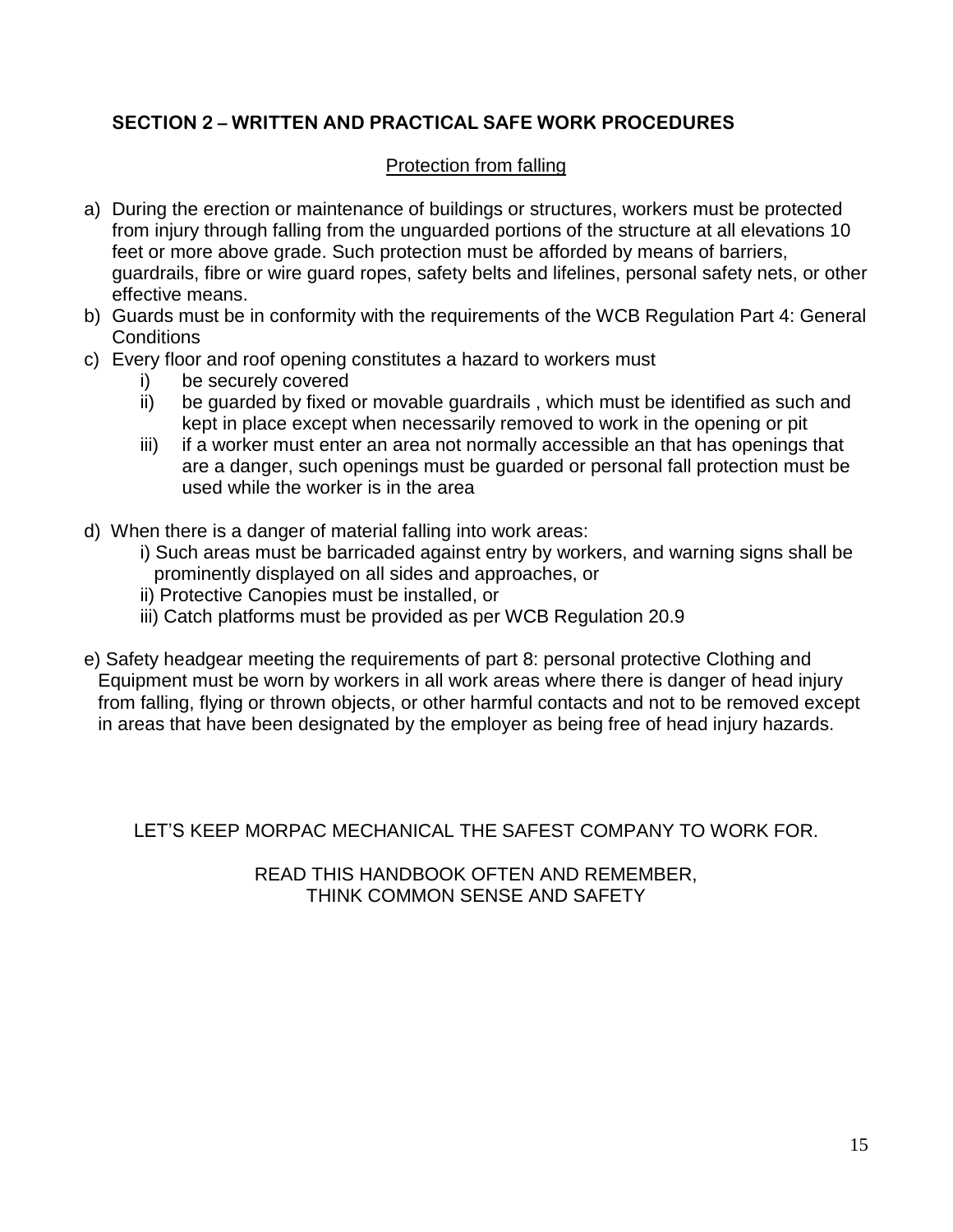## SECTION 2 – WRITTEN AND PRACTICAL SAFE WORK PROCEDURES

<u>Protection from falling</u>

a) During the erection or maintenance of buildings or structures, workers must be protected from injury through falling from the unguarded portions of the structure at all elevations 10 feet or more above grade. Such protection must be afforded by means of barriers, guardrails, fibre or wire guard ropes, safety belts and lifelines, personal safety nets, or other effective means.

b) Guards must be in conformity with the requirements of the WCB Regulation Part 4: General Conditions

c) Every floor and roof opening constitutes a hazard to workers must
   - i) be securely covered
   - ii) be guarded by fixed or movable guardrails , which must be identified as such and kept in place except when necessarily removed to work in the opening or pit
   - iii) if a worker must enter an area not normally accessible an that has openings that are a danger, such openings must be guarded or personal fall protection must be used while the worker is in the area

d) When there is a danger of material falling into work areas:
   - i) Such areas must be barricaded against entry by workers, and warning signs shall be prominently displayed on all sides and approaches, or
   - ii) Protective Canopies must be installed, or
   - iii) Catch platforms must be provided as per WCB Regulation 20.9

e) Safety headgear meeting the requirements of part 8: personal protective Clothing and Equipment must be worn by workers in all work areas where there is danger of head injury from falling, flying or thrown objects, or other harmful contacts and not to be removed except in areas that have been designated by the employer as being free of head injury hazards.

LET'S KEEP MORPAC MECHANICAL THE SAFEST COMPANY TO WORK FOR.

READ THIS HANDBOOK OFTEN AND REMEMBER,
THINK COMMON SENSE AND SAFETY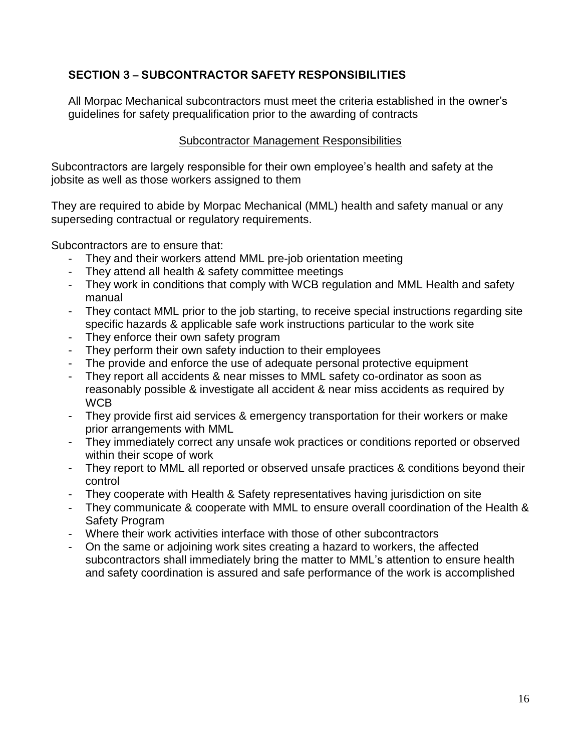## SECTION 3 – SUBCONTRACTOR SAFETY RESPONSIBILITIES

All Morpac Mechanical subcontractors must meet the criteria established in the owner's guidelines for safety prequalification prior to the awarding of contracts

### Subcontractor Management Responsibilities

Subcontractors are largely responsible for their own employee's health and safety at the jobsite as well as those workers assigned to them

They are required to abide by Morpac Mechanical (MML) health and safety manual or any superseding contractual or regulatory requirements.

Subcontractors are to ensure that:

- They and their workers attend MML pre-job orientation meeting
- They attend all health & safety committee meetings
- They work in conditions that comply with WCB regulation and MML Health and safety manual
- They contact MML prior to the job starting, to receive special instructions regarding site specific hazards & applicable safe work instructions particular to the work site
- They enforce their own safety program
- They perform their own safety induction to their employees
- The provide and enforce the use of adequate personal protective equipment
- They report all accidents & near misses to MML safety co-ordinator as soon as reasonably possible & investigate all accident & near miss accidents as required by WCB
- They provide first aid services & emergency transportation for their workers or make prior arrangements with MML
- They immediately correct any unsafe wok practices or conditions reported or observed within their scope of work
- They report to MML all reported or observed unsafe practices & conditions beyond their control
- They cooperate with Health & Safety representatives having jurisdiction on site
- They communicate & cooperate with MML to ensure overall coordination of the Health & Safety Program
- Where their work activities interface with those of other subcontractors
- On the same or adjoining work sites creating a hazard to workers, the affected subcontractors shall immediately bring the matter to MML's attention to ensure health and safety coordination is assured and safe performance of the work is accomplished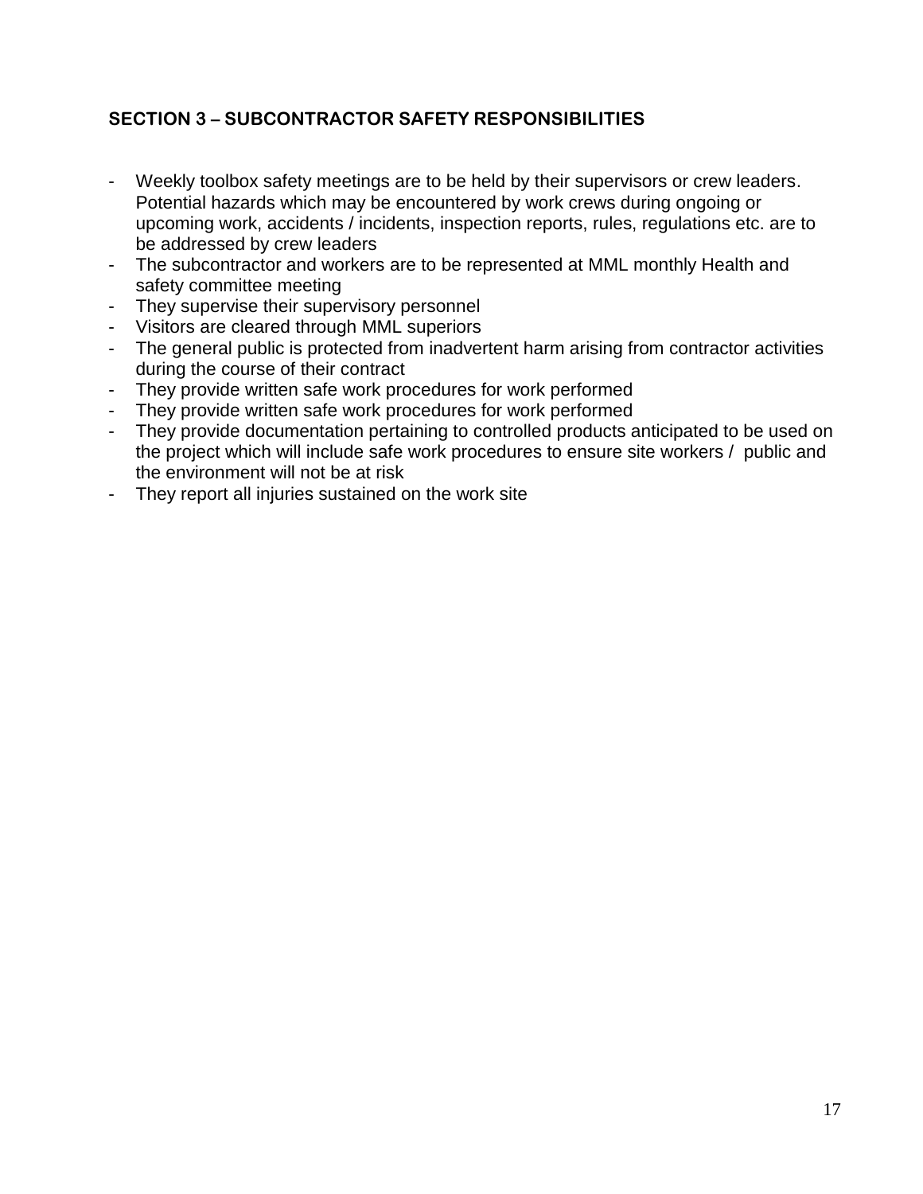## SECTION 3 – SUBCONTRACTOR SAFETY RESPONSIBILITIES

- Weekly toolbox safety meetings are to be held by their supervisors or crew leaders. Potential hazards which may be encountered by work crews during ongoing or upcoming work, accidents / incidents, inspection reports, rules, regulations etc. are to be addressed by crew leaders
- The subcontractor and workers are to be represented at MML monthly Health and safety committee meeting
- They supervise their supervisory personnel
- Visitors are cleared through MML superiors
- The general public is protected from inadvertent harm arising from contractor activities during the course of their contract
- They provide written safe work procedures for work performed
- They provide written safe work procedures for work performed
- They provide documentation pertaining to controlled products anticipated to be used on the project which will include safe work procedures to ensure site workers / public and the environment will not be at risk
- They report all injuries sustained on the work site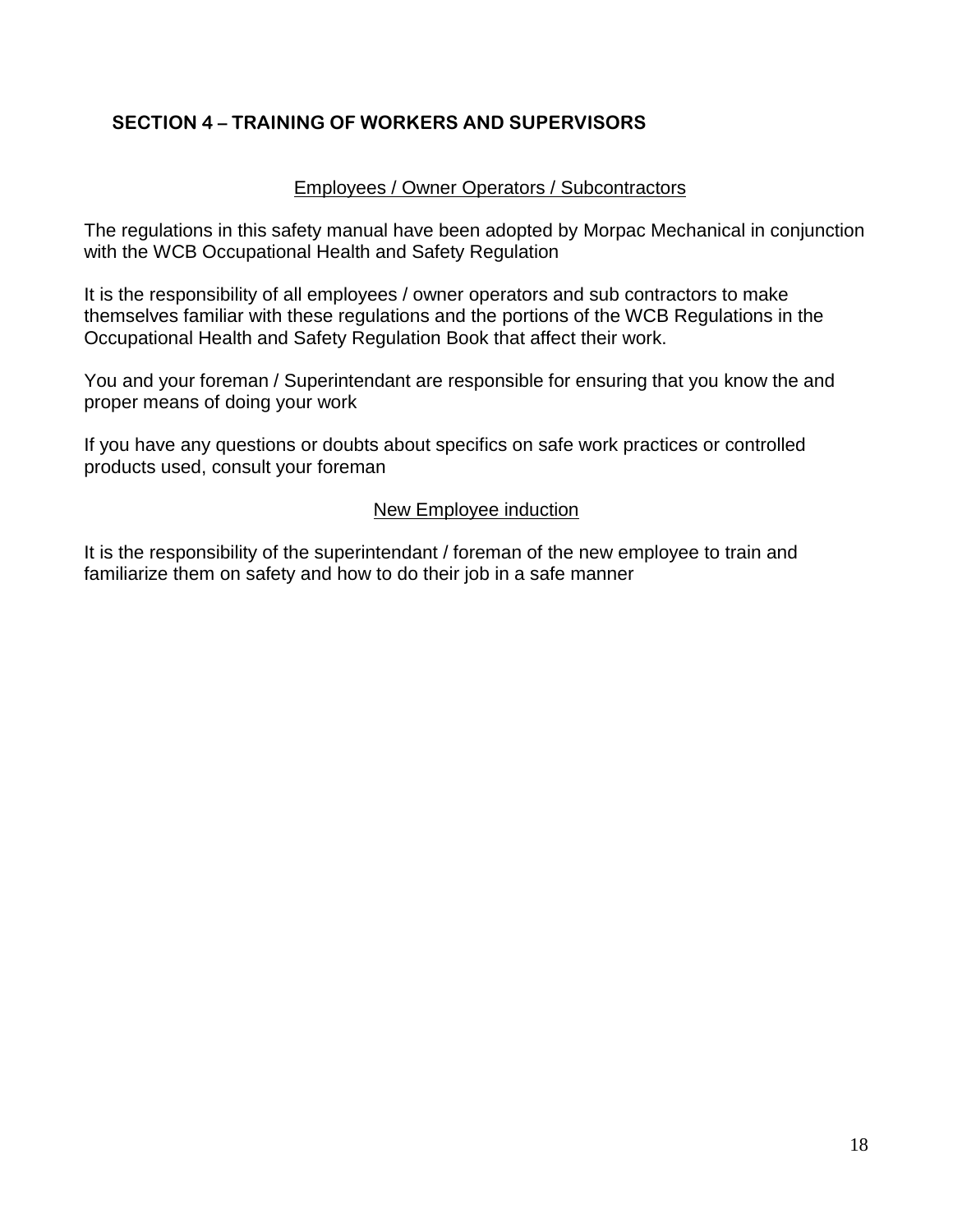## SECTION 4 – TRAINING OF WORKERS AND SUPERVISORS

### Employees / Owner Operators / Subcontractors

The regulations in this safety manual have been adopted by Morpac Mechanical in conjunction with the WCB Occupational Health and Safety Regulation

It is the responsibility of all employees / owner operators and sub contractors to make themselves familiar with these regulations and the portions of the WCB Regulations in the Occupational Health and Safety Regulation Book that affect their work.

You and your foreman / Superintendant are responsible for ensuring that you know the and proper means of doing your work

If you have any questions or doubts about specifics on safe work practices or controlled products used, consult your foreman

### New Employee induction

It is the responsibility of the superintendant / foreman of the new employee to train and familiarize them on safety and how to do their job in a safe manner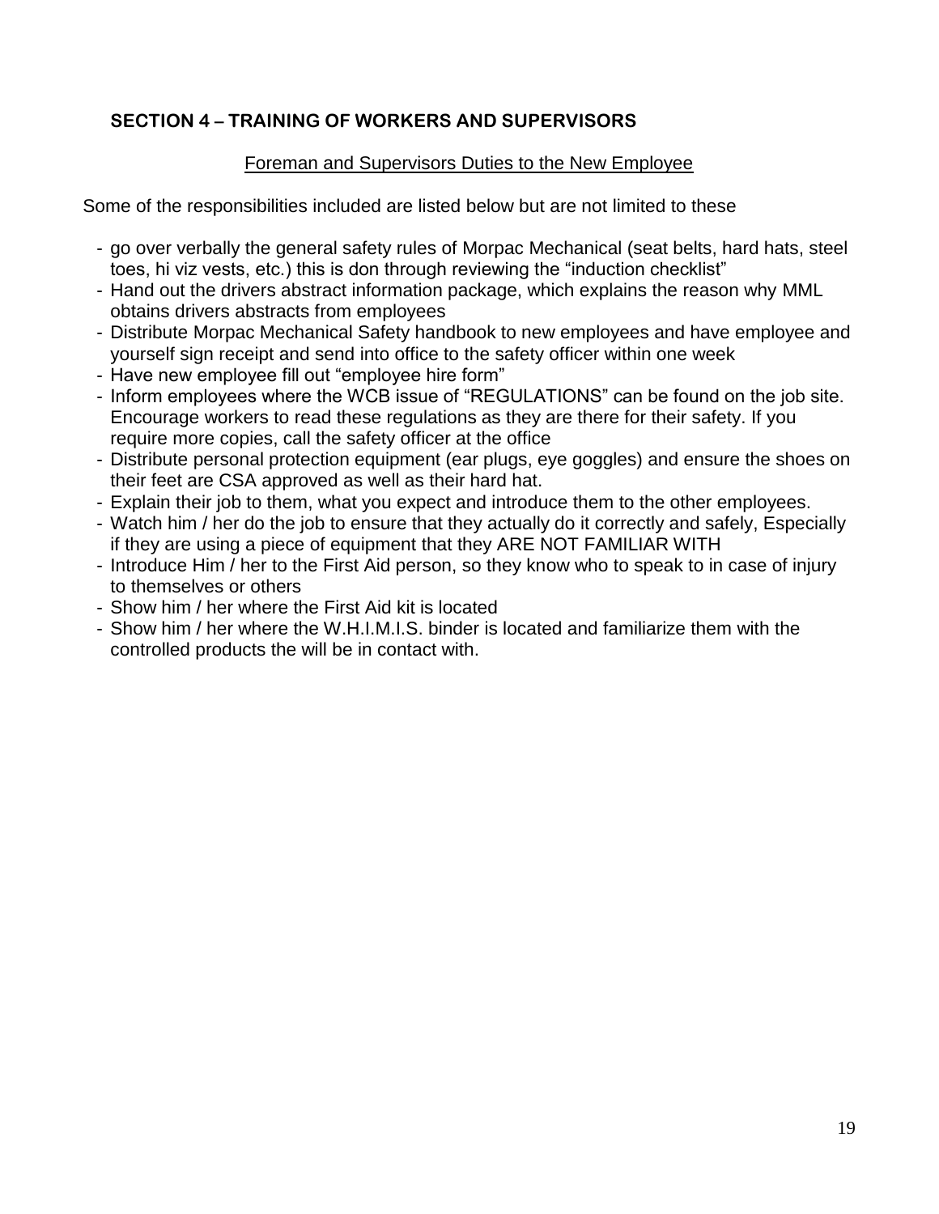## SECTION 4 – TRAINING OF WORKERS AND SUPERVISORS

Foreman and Supervisors Duties to the New Employee

Some of the responsibilities included are listed below but are not limited to these

- go over verbally the general safety rules of Morpac Mechanical (seat belts, hard hats, steel toes, hi viz vests, etc.) this is don through reviewing the "induction checklist"
- Hand out the drivers abstract information package, which explains the reason why MML obtains drivers abstracts from employees
- Distribute Morpac Mechanical Safety handbook to new employees and have employee and yourself sign receipt and send into office to the safety officer within one week
- Have new employee fill out "employee hire form"
- Inform employees where the WCB issue of "REGULATIONS" can be found on the job site. Encourage workers to read these regulations as they are there for their safety. If you require more copies, call the safety officer at the office
- Distribute personal protection equipment (ear plugs, eye goggles) and ensure the shoes on their feet are CSA approved as well as their hard hat.
- Explain their job to them, what you expect and introduce them to the other employees.
- Watch him / her do the job to ensure that they actually do it correctly and safely, Especially if they are using a piece of equipment that they ARE NOT FAMILIAR WITH
- Introduce Him / her to the First Aid person, so they know who to speak to in case of injury to themselves or others
- Show him / her where the First Aid kit is located
- Show him / her where the W.H.I.M.I.S. binder is located and familiarize them with the controlled products the will be in contact with.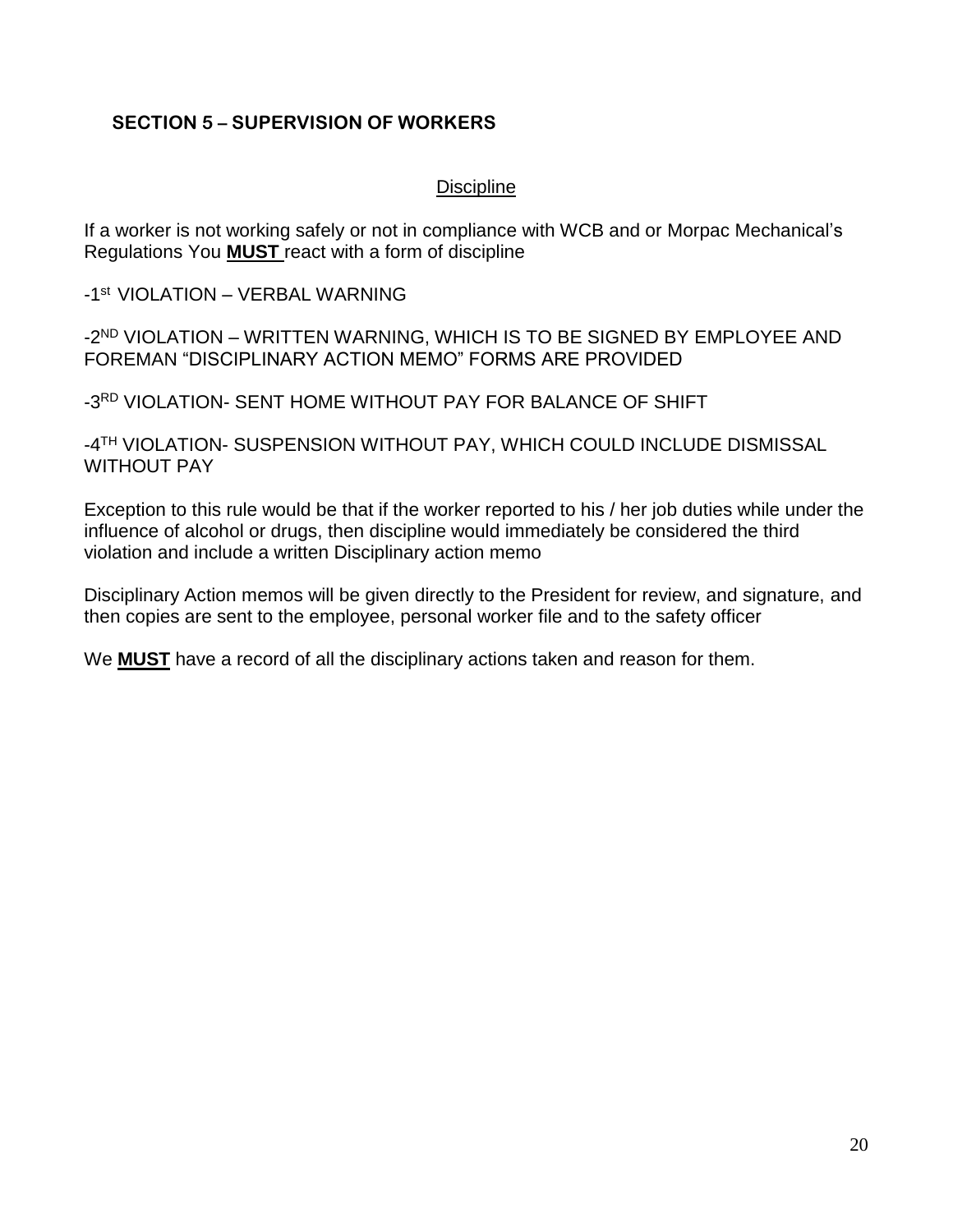## SECTION 5 – SUPERVISION OF WORKERS

### Discipline

If a worker is not working safely or not in compliance with WCB and or Morpac Mechanical's Regulations You **MUST** react with a form of discipline

-1st VIOLATION – VERBAL WARNING

-2ND VIOLATION – WRITTEN WARNING, WHICH IS TO BE SIGNED BY EMPLOYEE AND FOREMAN "DISCIPLINARY ACTION MEMO" FORMS ARE PROVIDED

-3RD VIOLATION- SENT HOME WITHOUT PAY FOR BALANCE OF SHIFT

-4TH VIOLATION- SUSPENSION WITHOUT PAY, WHICH COULD INCLUDE DISMISSAL WITHOUT PAY

Exception to this rule would be that if the worker reported to his / her job duties while under the influence of alcohol or drugs, then discipline would immediately be considered the third violation and include a written Disciplinary action memo

Disciplinary Action memos will be given directly to the President for review, and signature, and then copies are sent to the employee, personal worker file and to the safety officer

We **MUST** have a record of all the disciplinary actions taken and reason for them.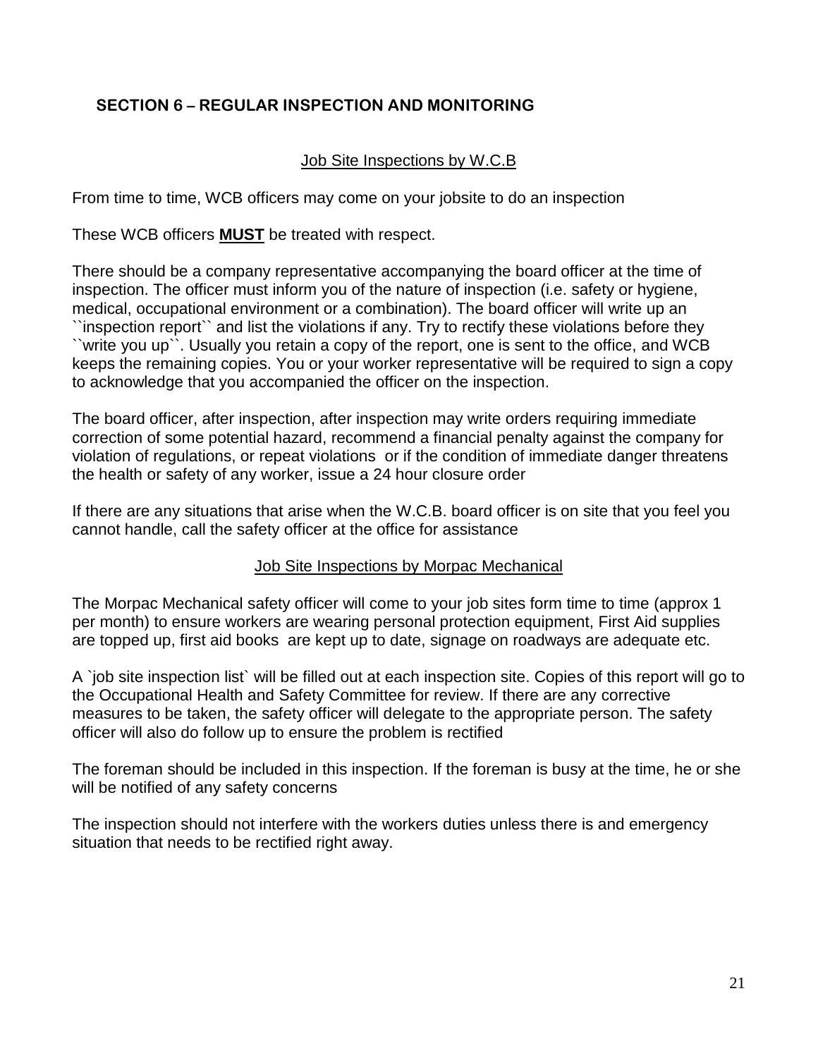## SECTION 6 – REGULAR INSPECTION AND MONITORING

### Job Site Inspections by W.C.B

From time to time, WCB officers may come on your jobsite to do an inspection

These WCB officers **MUST** be treated with respect.

There should be a company representative accompanying the board officer at the time of inspection. The officer must inform you of the nature of inspection (i.e. safety or hygiene, medical, occupational environment or a combination). The board officer will write up an ``inspection report`` and list the violations if any. Try to rectify these violations before they ``write you up``. Usually you retain a copy of the report, one is sent to the office, and WCB keeps the remaining copies. You or your worker representative will be required to sign a copy to acknowledge that you accompanied the officer on the inspection.

The board officer, after inspection, after inspection may write orders requiring immediate correction of some potential hazard, recommend a financial penalty against the company for violation of regulations, or repeat violations or if the condition of immediate danger threatens the health or safety of any worker, issue a 24 hour closure order

If there are any situations that arise when the W.C.B. board officer is on site that you feel you cannot handle, call the safety officer at the office for assistance

### Job Site Inspections by Morpac Mechanical

The Morpac Mechanical safety officer will come to your job sites form time to time (approx 1 per month) to ensure workers are wearing personal protection equipment, First Aid supplies are topped up, first aid books are kept up to date, signage on roadways are adequate etc.

A `job site inspection list` will be filled out at each inspection site. Copies of this report will go to the Occupational Health and Safety Committee for review. If there are any corrective measures to be taken, the safety officer will delegate to the appropriate person. The safety officer will also do follow up to ensure the problem is rectified

The foreman should be included in this inspection. If the foreman is busy at the time, he or she will be notified of any safety concerns

The inspection should not interfere with the workers duties unless there is and emergency situation that needs to be rectified right away.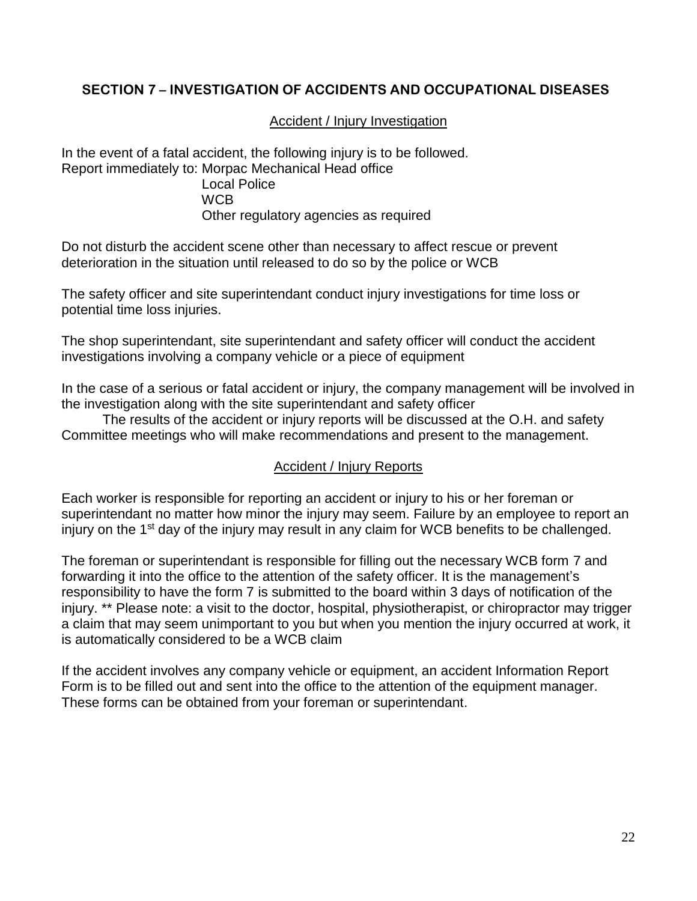## SECTION 7 – INVESTIGATION OF ACCIDENTS AND OCCUPATIONAL DISEASES

### Accident / Injury Investigation

In the event of a fatal accident, the following injury is to be followed.
Report immediately to: Morpac Mechanical Head office
Local Police
WCB
Other regulatory agencies as required

Do not disturb the accident scene other than necessary to affect rescue or prevent deterioration in the situation until released to do so by the police or WCB

The safety officer and site superintendant conduct injury investigations for time loss or potential time loss injuries.

The shop superintendant, site superintendant and safety officer will conduct the accident investigations involving a company vehicle or a piece of equipment

In the case of a serious or fatal accident or injury, the company management will be involved in the investigation along with the site superintendant and safety officer

The results of the accident or injury reports will be discussed at the O.H. and safety Committee meetings who will make recommendations and present to the management.

### Accident / Injury Reports

Each worker is responsible for reporting an accident or injury to his or her foreman or superintendant no matter how minor the injury may seem. Failure by an employee to report an injury on the 1st day of the injury may result in any claim for WCB benefits to be challenged.

The foreman or superintendant is responsible for filling out the necessary WCB form 7 and forwarding it into the office to the attention of the safety officer. It is the management's responsibility to have the form 7 is submitted to the board within 3 days of notification of the injury. ** Please note: a visit to the doctor, hospital, physiotherapist, or chiropractor may trigger a claim that may seem unimportant to you but when you mention the injury occurred at work, it is automatically considered to be a WCB claim

If the accident involves any company vehicle or equipment, an accident Information Report Form is to be filled out and sent into the office to the attention of the equipment manager. These forms can be obtained from your foreman or superintendant.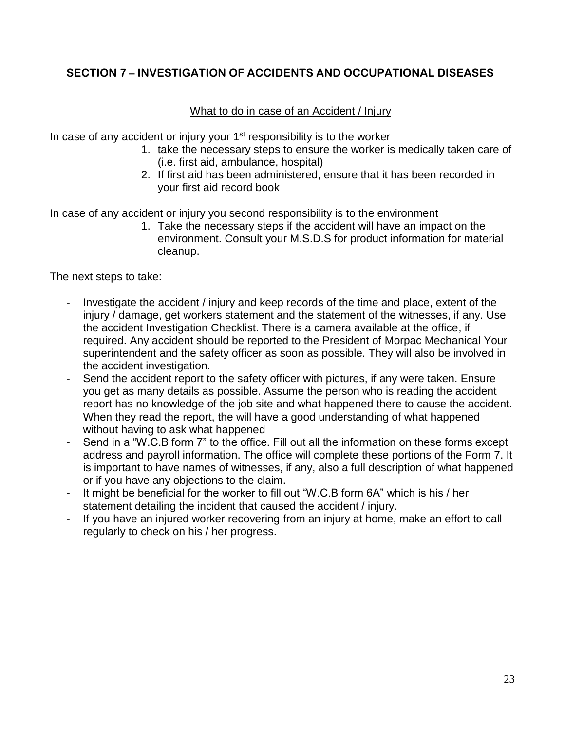## SECTION 7 – INVESTIGATION OF ACCIDENTS AND OCCUPATIONAL DISEASES

<u>What to do in case of an Accident / Injury</u>

In case of any accident or injury your 1st responsibility is to the worker

1. take the necessary steps to ensure the worker is medically taken care of (i.e. first aid, ambulance, hospital)
2. If first aid has been administered, ensure that it has been recorded in your first aid record book

In case of any accident or injury you second responsibility is to the environment

1. Take the necessary steps if the accident will have an impact on the environment. Consult your M.S.D.S for product information for material cleanup.

The next steps to take:

- Investigate the accident / injury and keep records of the time and place, extent of the injury / damage, get workers statement and the statement of the witnesses, if any. Use the accident Investigation Checklist. There is a camera available at the office, if required. Any accident should be reported to the President of Morpac Mechanical Your superintendent and the safety officer as soon as possible. They will also be involved in the accident investigation.
- Send the accident report to the safety officer with pictures, if any were taken. Ensure you get as many details as possible. Assume the person who is reading the accident report has no knowledge of the job site and what happened there to cause the accident. When they read the report, the will have a good understanding of what happened without having to ask what happened
- Send in a "W.C.B form 7" to the office. Fill out all the information on these forms except address and payroll information. The office will complete these portions of the Form 7. It is important to have names of witnesses, if any, also a full description of what happened or if you have any objections to the claim.
- It might be beneficial for the worker to fill out "W.C.B form 6A" which is his / her statement detailing the incident that caused the accident / injury.
- If you have an injured worker recovering from an injury at home, make an effort to call regularly to check on his / her progress.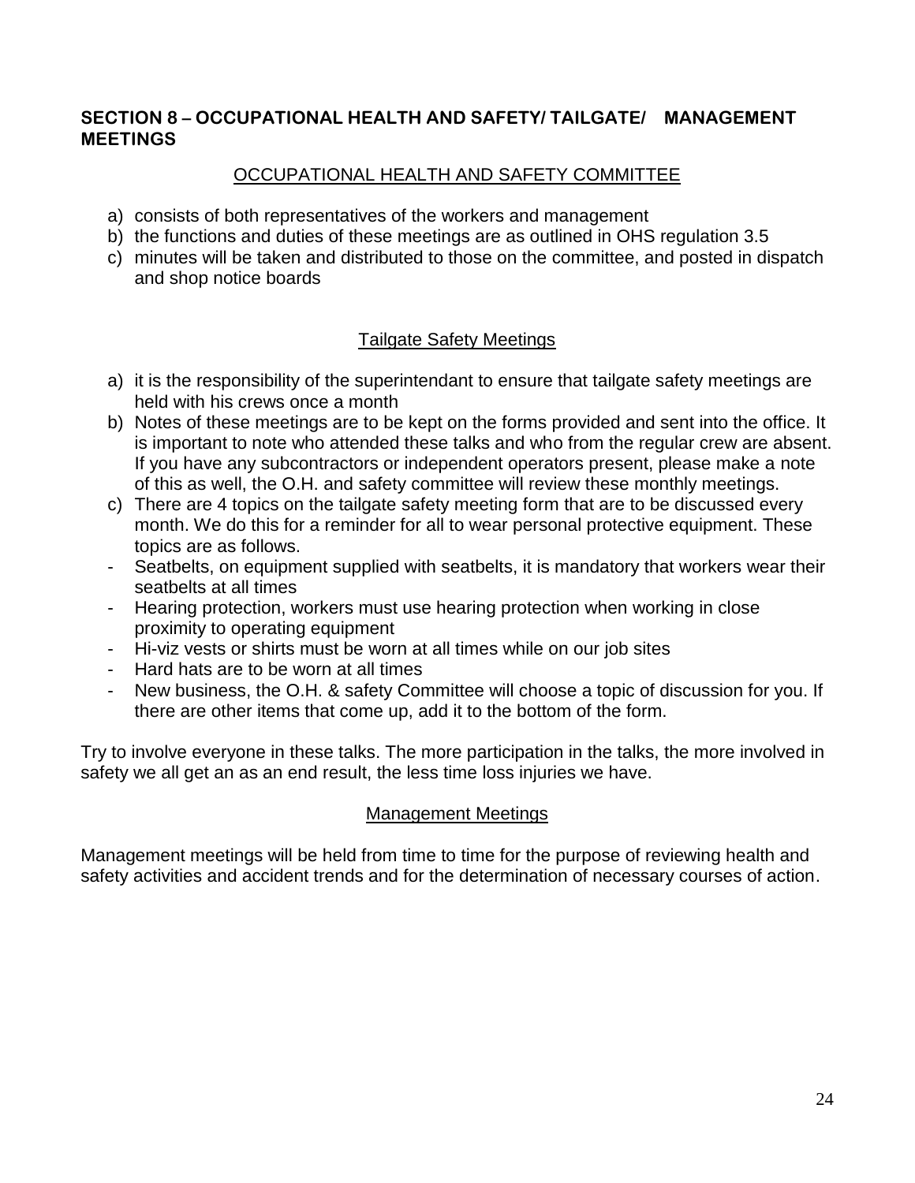## SECTION 8 – OCCUPATIONAL HEALTH AND SAFETY/ TAILGATE/ MANAGEMENT MEETINGS

### OCCUPATIONAL HEALTH AND SAFETY COMMITTEE

a) consists of both representatives of the workers and management
b) the functions and duties of these meetings are as outlined in OHS regulation 3.5
c) minutes will be taken and distributed to those on the committee, and posted in dispatch and shop notice boards

### Tailgate Safety Meetings

a) it is the responsibility of the superintendant to ensure that tailgate safety meetings are held with his crews once a month
b) Notes of these meetings are to be kept on the forms provided and sent into the office. It is important to note who attended these talks and who from the regular crew are absent. If you have any subcontractors or independent operators present, please make a note of this as well, the O.H. and safety committee will review these monthly meetings.
c) There are 4 topics on the tailgate safety meeting form that are to be discussed every month. We do this for a reminder for all to wear personal protective equipment. These topics are as follows.

- Seatbelts, on equipment supplied with seatbelts, it is mandatory that workers wear their seatbelts at all times
- Hearing protection, workers must use hearing protection when working in close proximity to operating equipment
- Hi-viz vests or shirts must be worn at all times while on our job sites
- Hard hats are to be worn at all times
- New business, the O.H. & safety Committee will choose a topic of discussion for you. If there are other items that come up, add it to the bottom of the form.

Try to involve everyone in these talks. The more participation in the talks, the more involved in safety we all get an as an end result, the less time loss injuries we have.

### Management Meetings

Management meetings will be held from time to time for the purpose of reviewing health and safety activities and accident trends and for the determination of necessary courses of action.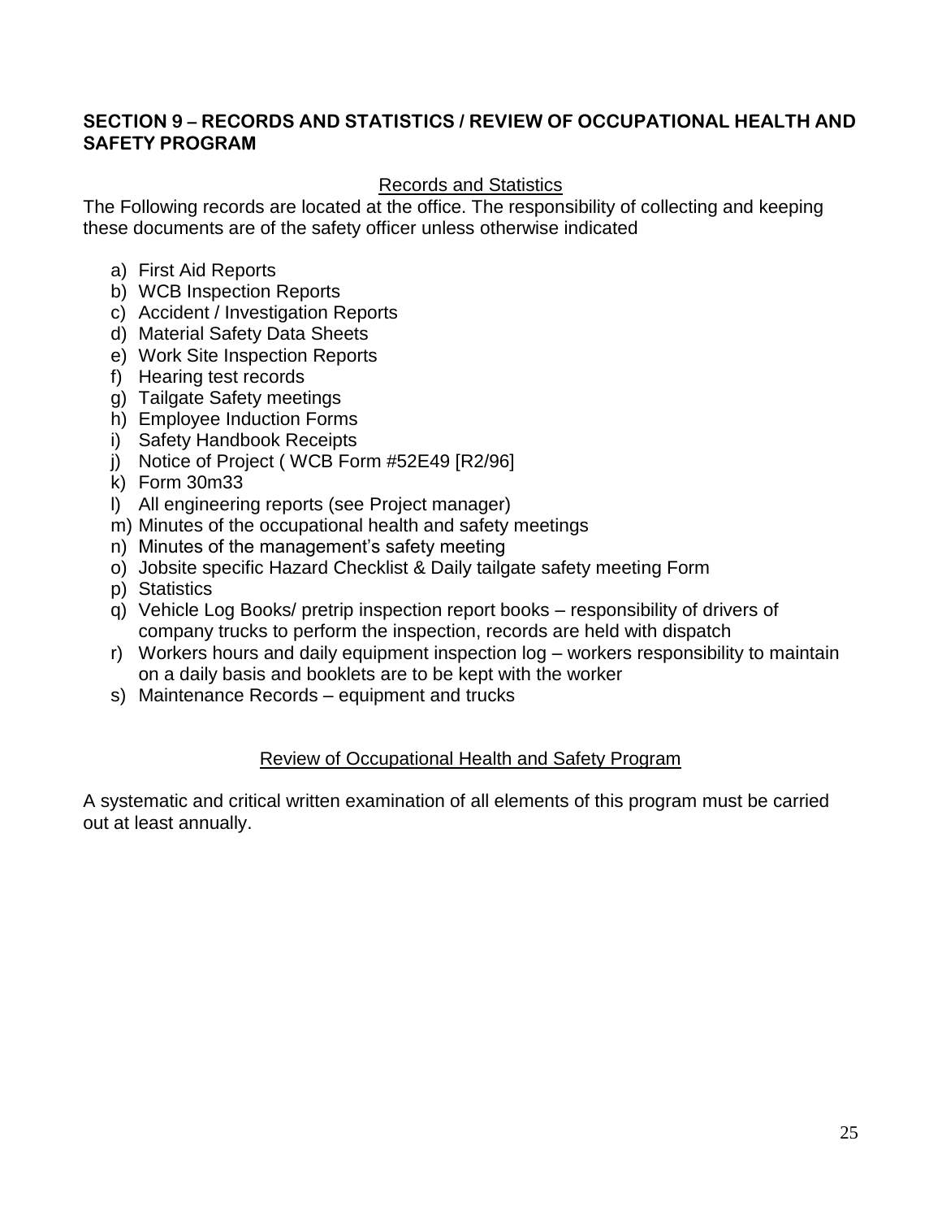## SECTION 9 – RECORDS AND STATISTICS / REVIEW OF OCCUPATIONAL HEALTH AND SAFETY PROGRAM

### Records and Statistics

The Following records are located at the office. The responsibility of collecting and keeping these documents are of the safety officer unless otherwise indicated

a) First Aid Reports
b) WCB Inspection Reports
c) Accident / Investigation Reports
d) Material Safety Data Sheets
e) Work Site Inspection Reports
f) Hearing test records
g) Tailgate Safety meetings
h) Employee Induction Forms
i) Safety Handbook Receipts
j) Notice of Project ( WCB Form #52E49 [R2/96]
k) Form 30m33
l) All engineering reports (see Project manager)
m) Minutes of the occupational health and safety meetings
n) Minutes of the management's safety meeting
o) Jobsite specific Hazard Checklist & Daily tailgate safety meeting Form
p) Statistics
q) Vehicle Log Books/ pretrip inspection report books – responsibility of drivers of company trucks to perform the inspection, records are held with dispatch
r) Workers hours and daily equipment inspection log – workers responsibility to maintain on a daily basis and booklets are to be kept with the worker
s) Maintenance Records – equipment and trucks

### Review of Occupational Health and Safety Program

A systematic and critical written examination of all elements of this program must be carried out at least annually.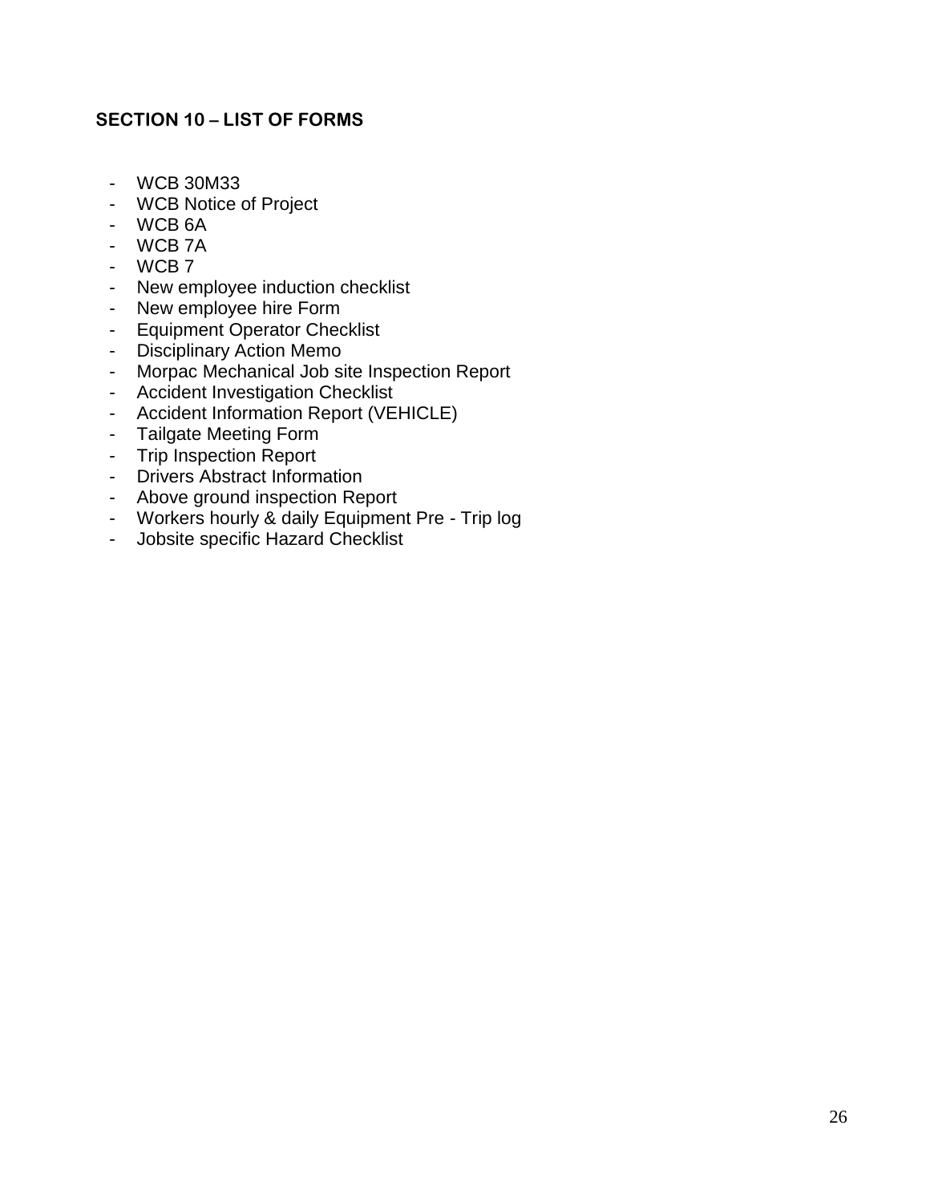## SECTION 10 – LIST OF FORMS

- WCB 30M33
- WCB Notice of Project
- WCB 6A
- WCB 7A
- WCB 7
- New employee induction checklist
- New employee hire Form
- Equipment Operator Checklist
- Disciplinary Action Memo
- Morpac Mechanical Job site Inspection Report
- Accident Investigation Checklist
- Accident Information Report (VEHICLE)
- Tailgate Meeting Form
- Trip Inspection Report
- Drivers Abstract Information
- Above ground inspection Report
- Workers hourly & daily Equipment Pre - Trip log
- Jobsite specific Hazard Checklist